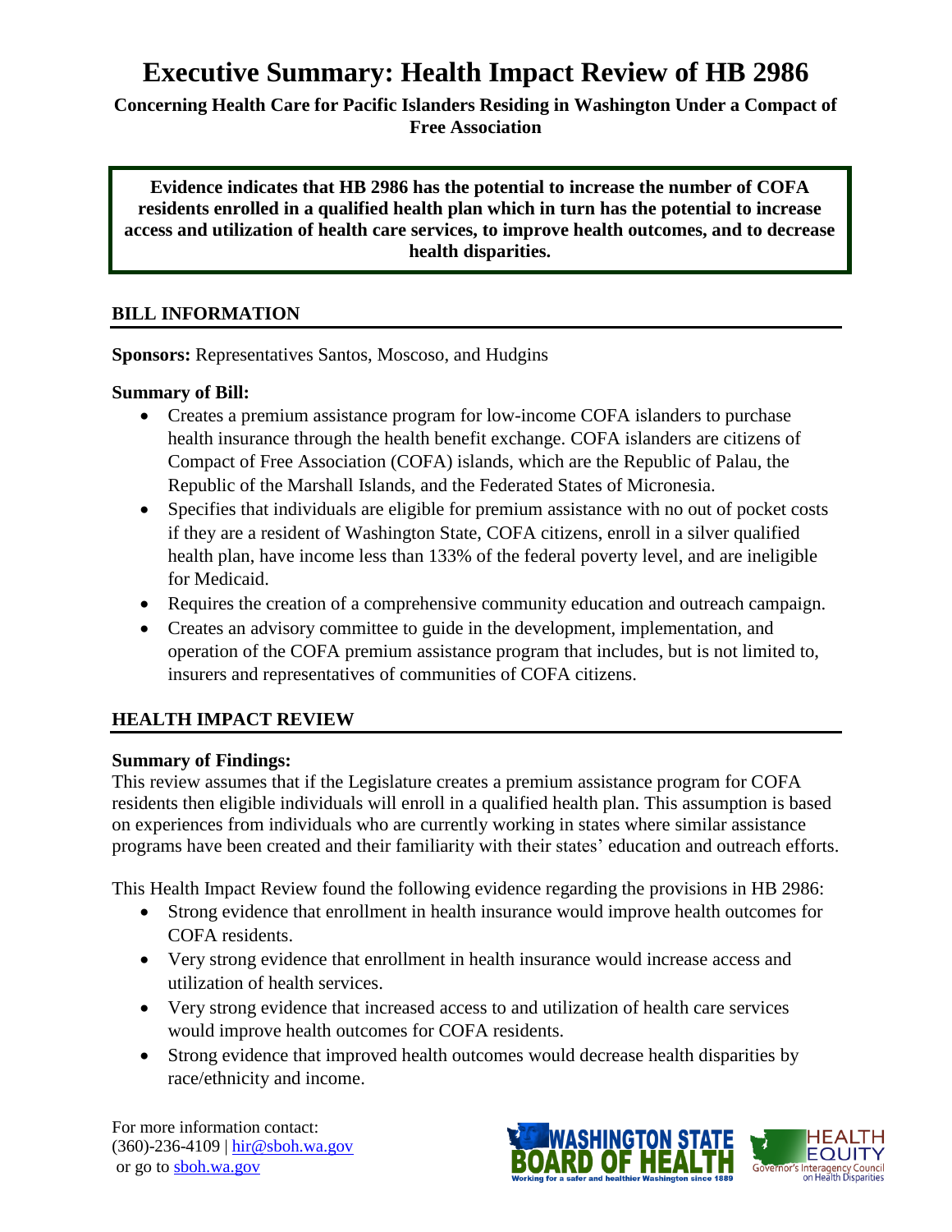# Executive Summary: Health Impact Review of HB 2986

**Concerning Health Care for Pacific Islanders Residing in Washington Under a Compact of Free Association**

**Evidence indicates that HB 2986 has the potential to increase the number of COFA residents enrolled in a qualified health plan which in turn has the potential to increase access and utilization of health care services, to improve health outcomes, and to decrease health disparities.**

## BILL INFORMATION

**Sponsors:** Representatives Santos, Moscoso, and Hudgins

**Summary of Bill:**

- Creates a premium assistance program for low-income COFA islanders to purchase health insurance through the health benefit exchange. COFA islanders are citizens of Compact of Free Association (COFA) islands, which are the Republic of Palau, the Republic of the Marshall Islands, and the Federated States of Micronesia.
- Specifies that individuals are eligible for premium assistance with no out of pocket costs if they are a resident of Washington State, COFA citizens, enroll in a silver qualified health plan, have income less than 133% of the federal poverty level, and are ineligible for Medicaid.
- Requires the creation of a comprehensive community education and outreach campaign.
- Creates an advisory committee to guide in the development, implementation, and operation of the COFA premium assistance program that includes, but is not limited to, insurers and representatives of communities of COFA citizens.

## HEALTH IMPACT REVIEW

**Summary of Findings:**

This review assumes that if the Legislature creates a premium assistance program for COFA residents then eligible individuals will enroll in a qualified health plan. This assumption is based on experiences from individuals who are currently working in states where similar assistance programs have been created and their familiarity with their states' education and outreach efforts.

This Health Impact Review found the following evidence regarding the provisions in HB 2986:

- Strong evidence that enrollment in health insurance would improve health outcomes for COFA residents.
- Very strong evidence that enrollment in health insurance would increase access and utilization of health services.
- Very strong evidence that increased access to and utilization of health care services would improve health outcomes for COFA residents.
- Strong evidence that improved health outcomes would decrease health disparities by race/ethnicity and income.

For more information contact:
(360)-236-4109 | hir@sboh.wa.gov
or go to sboh.wa.gov

WASHINGTON STATE BOARD OF HEALTH — Working for a safer and healthier Washington since 1889

HEALTH EQUITY — Governor's Interagency Council on Health Disparities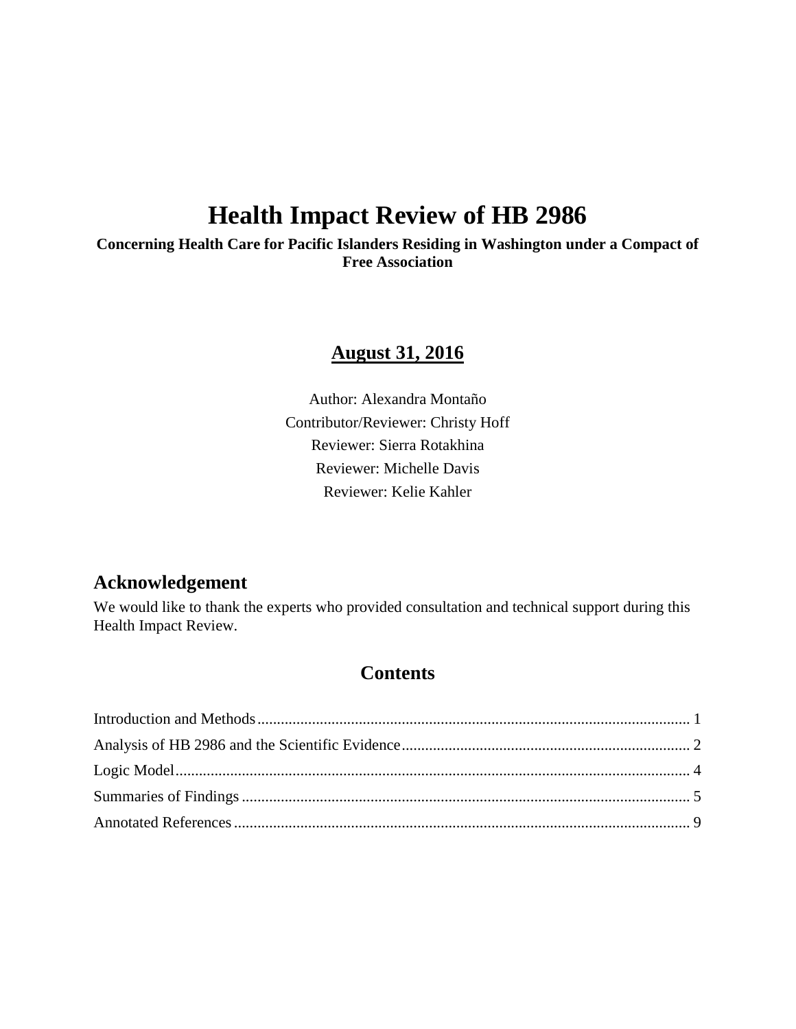# Health Impact Review of HB 2986

**Concerning Health Care for Pacific Islanders Residing in Washington under a Compact of Free Association**

**<u>August 31, 2016</u>**

Author: Alexandra Montaño

Contributor/Reviewer: Christy Hoff

Reviewer: Sierra Rotakhina

Reviewer: Michelle Davis

Reviewer: Kelie Kahler

## Acknowledgement

We would like to thank the experts who provided consultation and technical support during this Health Impact Review.

## Contents

Introduction and Methods .......... 1

Analysis of HB 2986 and the Scientific Evidence .......... 2

Logic Model .......... 4

Summaries of Findings .......... 5

Annotated References .......... 9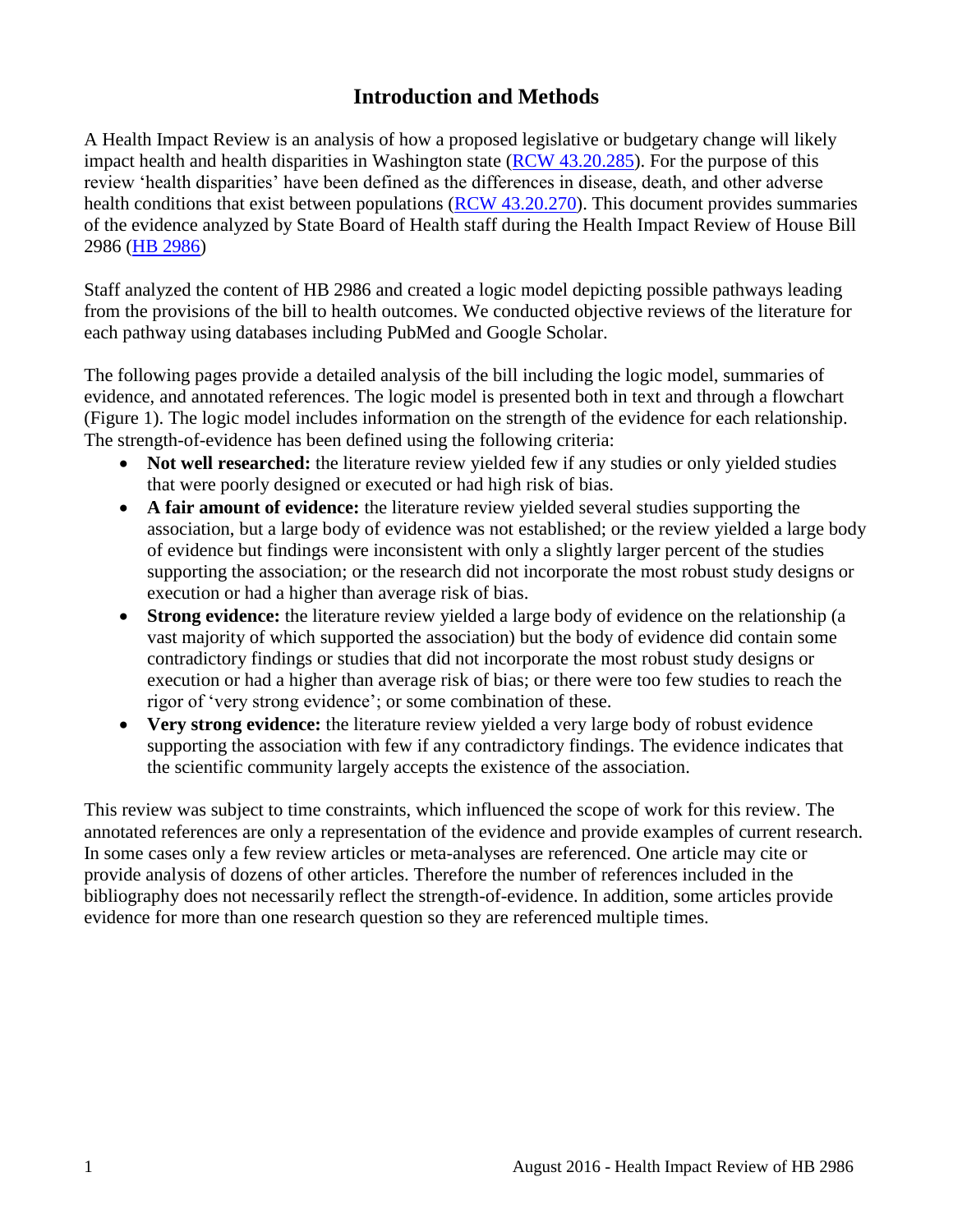# Introduction and Methods

A Health Impact Review is an analysis of how a proposed legislative or budgetary change will likely impact health and health disparities in Washington state (RCW 43.20.285). For the purpose of this review 'health disparities' have been defined as the differences in disease, death, and other adverse health conditions that exist between populations (RCW 43.20.270). This document provides summaries of the evidence analyzed by State Board of Health staff during the Health Impact Review of House Bill 2986 (HB 2986)

Staff analyzed the content of HB 2986 and created a logic model depicting possible pathways leading from the provisions of the bill to health outcomes. We conducted objective reviews of the literature for each pathway using databases including PubMed and Google Scholar.

The following pages provide a detailed analysis of the bill including the logic model, summaries of evidence, and annotated references. The logic model is presented both in text and through a flowchart (Figure 1). The logic model includes information on the strength of the evidence for each relationship. The strength-of-evidence has been defined using the following criteria:

- **Not well researched:** the literature review yielded few if any studies or only yielded studies that were poorly designed or executed or had high risk of bias.
- **A fair amount of evidence:** the literature review yielded several studies supporting the association, but a large body of evidence was not established; or the review yielded a large body of evidence but findings were inconsistent with only a slightly larger percent of the studies supporting the association; or the research did not incorporate the most robust study designs or execution or had a higher than average risk of bias.
- **Strong evidence:** the literature review yielded a large body of evidence on the relationship (a vast majority of which supported the association) but the body of evidence did contain some contradictory findings or studies that did not incorporate the most robust study designs or execution or had a higher than average risk of bias; or there were too few studies to reach the rigor of 'very strong evidence'; or some combination of these.
- **Very strong evidence:** the literature review yielded a very large body of robust evidence supporting the association with few if any contradictory findings. The evidence indicates that the scientific community largely accepts the existence of the association.

This review was subject to time constraints, which influenced the scope of work for this review. The annotated references are only a representation of the evidence and provide examples of current research. In some cases only a few review articles or meta-analyses are referenced. One article may cite or provide analysis of dozens of other articles. Therefore the number of references included in the bibliography does not necessarily reflect the strength-of-evidence. In addition, some articles provide evidence for more than one research question so they are referenced multiple times.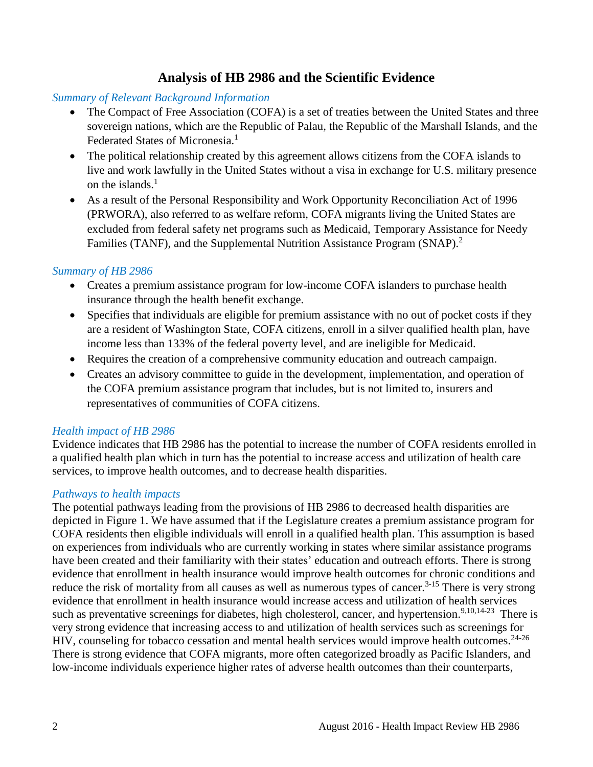# Analysis of HB 2986 and the Scientific Evidence

*Summary of Relevant Background Information*

- The Compact of Free Association (COFA) is a set of treaties between the United States and three sovereign nations, which are the Republic of Palau, the Republic of the Marshall Islands, and the Federated States of Micronesia.[1]
- The political relationship created by this agreement allows citizens from the COFA islands to live and work lawfully in the United States without a visa in exchange for U.S. military presence on the islands.[1]
- As a result of the Personal Responsibility and Work Opportunity Reconciliation Act of 1996 (PRWORA), also referred to as welfare reform, COFA migrants living the United States are excluded from federal safety net programs such as Medicaid, Temporary Assistance for Needy Families (TANF), and the Supplemental Nutrition Assistance Program (SNAP).[2]

*Summary of HB 2986*

- Creates a premium assistance program for low-income COFA islanders to purchase health insurance through the health benefit exchange.
- Specifies that individuals are eligible for premium assistance with no out of pocket costs if they are a resident of Washington State, COFA citizens, enroll in a silver qualified health plan, have income less than 133% of the federal poverty level, and are ineligible for Medicaid.
- Requires the creation of a comprehensive community education and outreach campaign.
- Creates an advisory committee to guide in the development, implementation, and operation of the COFA premium assistance program that includes, but is not limited to, insurers and representatives of communities of COFA citizens.

*Health impact of HB 2986*

Evidence indicates that HB 2986 has the potential to increase the number of COFA residents enrolled in a qualified health plan which in turn has the potential to increase access and utilization of health care services, to improve health outcomes, and to decrease health disparities.

*Pathways to health impacts*

The potential pathways leading from the provisions of HB 2986 to decreased health disparities are depicted in Figure 1. We have assumed that if the Legislature creates a premium assistance program for COFA residents then eligible individuals will enroll in a qualified health plan. This assumption is based on experiences from individuals who are currently working in states where similar assistance programs have been created and their familiarity with their states' education and outreach efforts. There is strong evidence that enrollment in health insurance would improve health outcomes for chronic conditions and reduce the risk of mortality from all causes as well as numerous types of cancer.[3-15] There is very strong evidence that enrollment in health insurance would increase access and utilization of health services such as preventative screenings for diabetes, high cholesterol, cancer, and hypertension.[9,10,14-23] There is very strong evidence that increasing access to and utilization of health services such as screenings for HIV, counseling for tobacco cessation and mental health services would improve health outcomes.[24-26] There is strong evidence that COFA migrants, more often categorized broadly as Pacific Islanders, and low-income individuals experience higher rates of adverse health outcomes than their counterparts,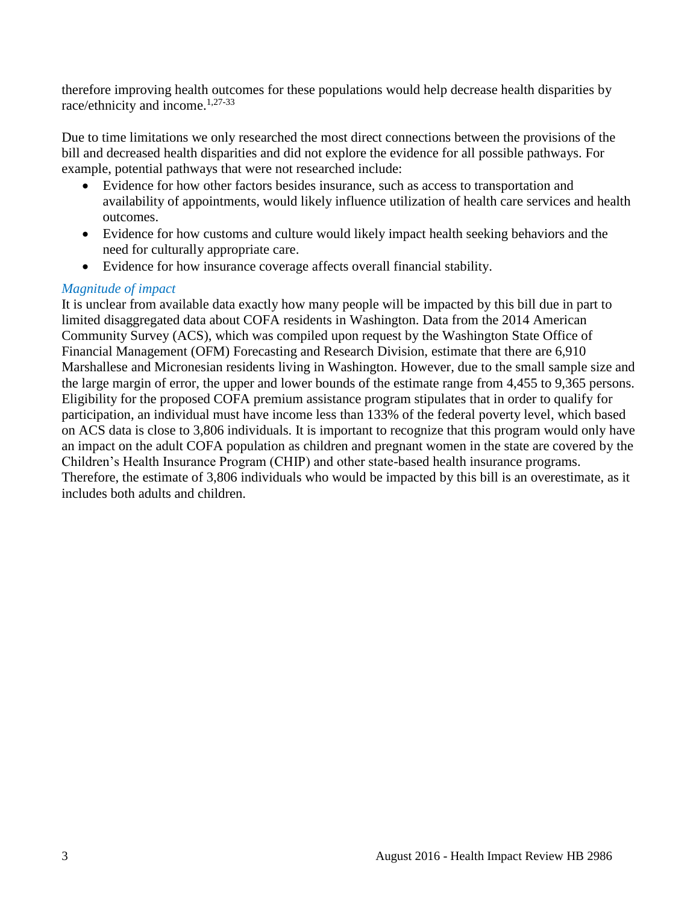therefore improving health outcomes for these populations would help decrease health disparities by race/ethnicity and income.[1,27-33]

Due to time limitations we only researched the most direct connections between the provisions of the bill and decreased health disparities and did not explore the evidence for all possible pathways. For example, potential pathways that were not researched include:

- Evidence for how other factors besides insurance, such as access to transportation and availability of appointments, would likely influence utilization of health care services and health outcomes.
- Evidence for how customs and culture would likely impact health seeking behaviors and the need for culturally appropriate care.
- Evidence for how insurance coverage affects overall financial stability.

### *Magnitude of impact*

It is unclear from available data exactly how many people will be impacted by this bill due in part to limited disaggregated data about COFA residents in Washington. Data from the 2014 American Community Survey (ACS), which was compiled upon request by the Washington State Office of Financial Management (OFM) Forecasting and Research Division, estimate that there are 6,910 Marshallese and Micronesian residents living in Washington. However, due to the small sample size and the large margin of error, the upper and lower bounds of the estimate range from 4,455 to 9,365 persons. Eligibility for the proposed COFA premium assistance program stipulates that in order to qualify for participation, an individual must have income less than 133% of the federal poverty level, which based on ACS data is close to 3,806 individuals. It is important to recognize that this program would only have an impact on the adult COFA population as children and pregnant women in the state are covered by the Children's Health Insurance Program (CHIP) and other state-based health insurance programs. Therefore, the estimate of 3,806 individuals who would be impacted by this bill is an overestimate, as it includes both adults and children.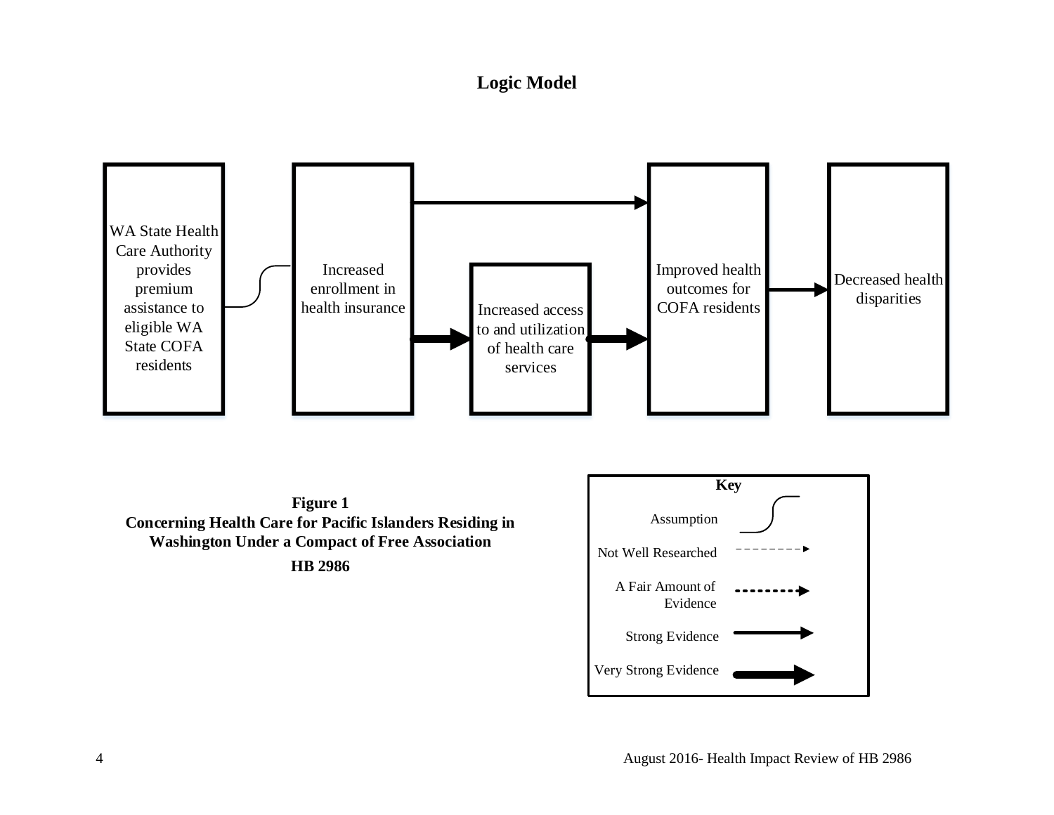## Logic Model

WA State Health Care Authority provides premium assistance to eligible WA State COFA residents

Increased enrollment in health insurance

Increased access to and utilization of health care services

Improved health outcomes for COFA residents

Decreased health disparities

**Key**

Assumption

Not Well Researched

A Fair Amount of Evidence

Strong Evidence

Very Strong Evidence

**Figure 1**
**Concerning Health Care for Pacific Islanders Residing in Washington Under a Compact of Free Association**
**HB 2986**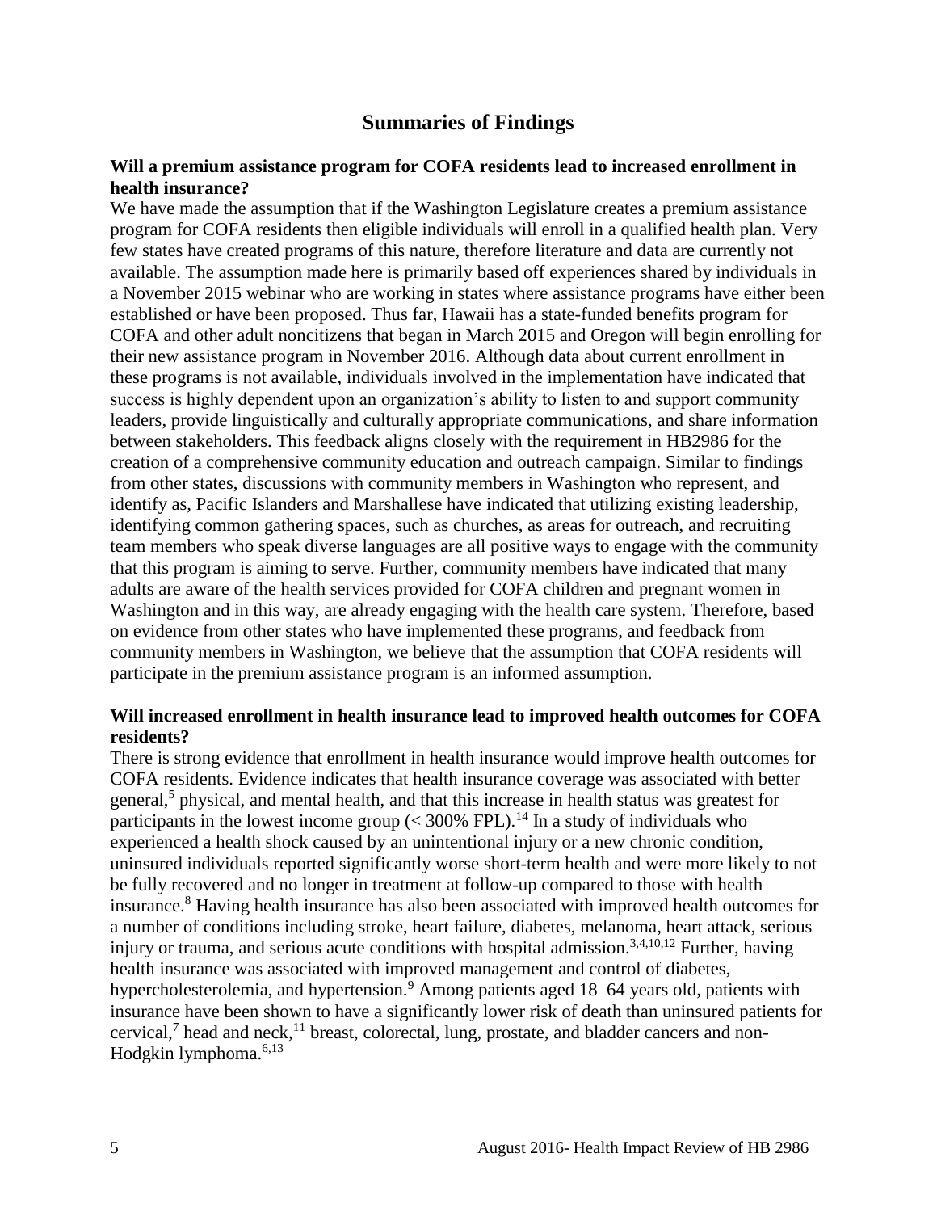## Summaries of Findings

**Will a premium assistance program for COFA residents lead to increased enrollment in health insurance?**

We have made the assumption that if the Washington Legislature creates a premium assistance program for COFA residents then eligible individuals will enroll in a qualified health plan. Very few states have created programs of this nature, therefore literature and data are currently not available. The assumption made here is primarily based off experiences shared by individuals in a November 2015 webinar who are working in states where assistance programs have either been established or have been proposed. Thus far, Hawaii has a state-funded benefits program for COFA and other adult noncitizens that began in March 2015 and Oregon will begin enrolling for their new assistance program in November 2016. Although data about current enrollment in these programs is not available, individuals involved in the implementation have indicated that success is highly dependent upon an organization's ability to listen to and support community leaders, provide linguistically and culturally appropriate communications, and share information between stakeholders. This feedback aligns closely with the requirement in HB2986 for the creation of a comprehensive community education and outreach campaign. Similar to findings from other states, discussions with community members in Washington who represent, and identify as, Pacific Islanders and Marshallese have indicated that utilizing existing leadership, identifying common gathering spaces, such as churches, as areas for outreach, and recruiting team members who speak diverse languages are all positive ways to engage with the community that this program is aiming to serve. Further, community members have indicated that many adults are aware of the health services provided for COFA children and pregnant women in Washington and in this way, are already engaging with the health care system. Therefore, based on evidence from other states who have implemented these programs, and feedback from community members in Washington, we believe that the assumption that COFA residents will participate in the premium assistance program is an informed assumption.

**Will increased enrollment in health insurance lead to improved health outcomes for COFA residents?**

There is strong evidence that enrollment in health insurance would improve health outcomes for COFA residents. Evidence indicates that health insurance coverage was associated with better general,[5] physical, and mental health, and that this increase in health status was greatest for participants in the lowest income group (< 300% FPL).[14] In a study of individuals who experienced a health shock caused by an unintentional injury or a new chronic condition, uninsured individuals reported significantly worse short-term health and were more likely to not be fully recovered and no longer in treatment at follow-up compared to those with health insurance.[8] Having health insurance has also been associated with improved health outcomes for a number of conditions including stroke, heart failure, diabetes, melanoma, heart attack, serious injury or trauma, and serious acute conditions with hospital admission.[3,4,10,12] Further, having health insurance was associated with improved management and control of diabetes, hypercholesterolemia, and hypertension.[9] Among patients aged 18–64 years old, patients with insurance have been shown to have a significantly lower risk of death than uninsured patients for cervical,[7] head and neck,[11] breast, colorectal, lung, prostate, and bladder cancers and non-Hodgkin lymphoma.[6,13]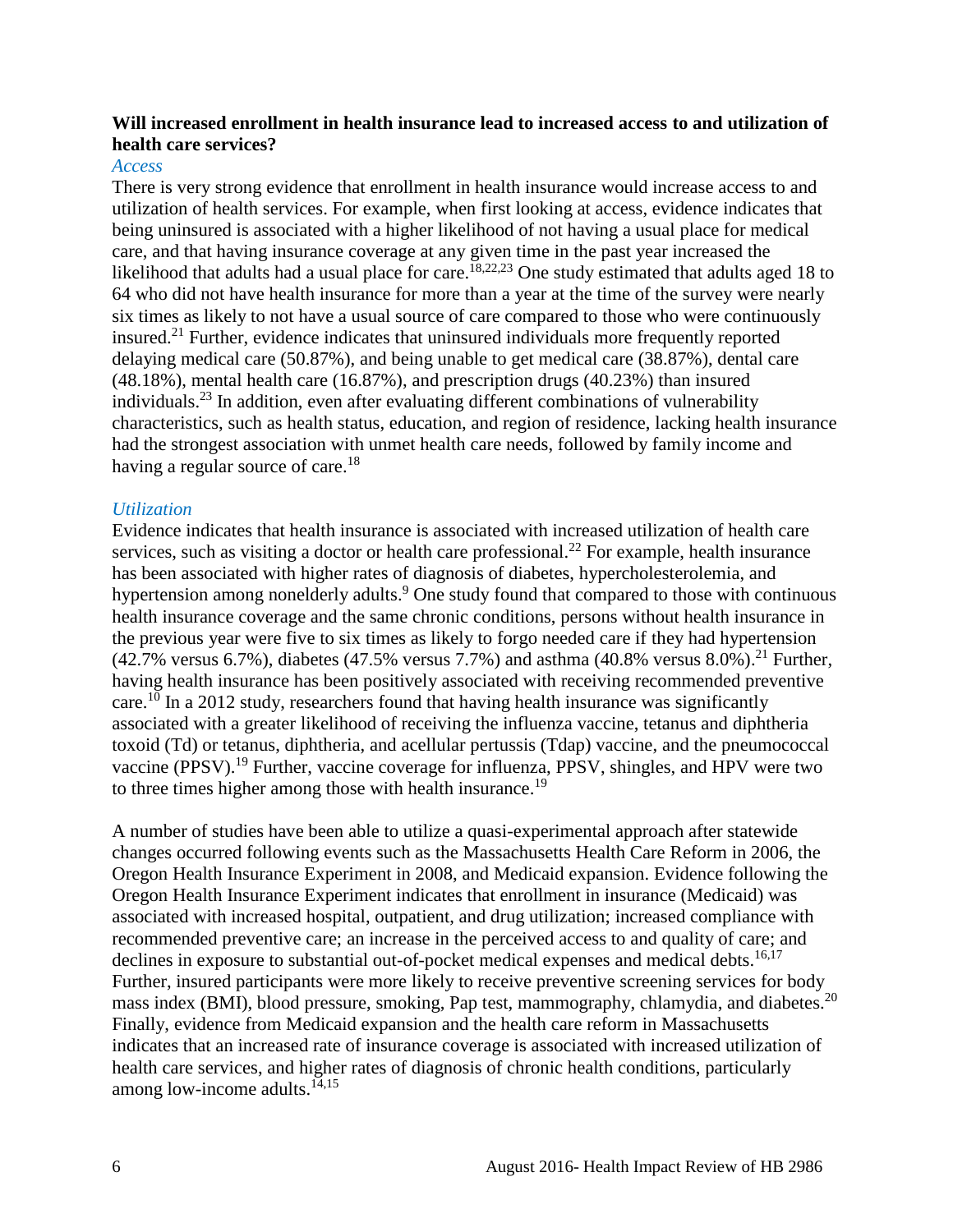**Will increased enrollment in health insurance lead to increased access to and utilization of health care services?**

*Access*

There is very strong evidence that enrollment in health insurance would increase access to and utilization of health services. For example, when first looking at access, evidence indicates that being uninsured is associated with a higher likelihood of not having a usual place for medical care, and that having insurance coverage at any given time in the past year increased the likelihood that adults had a usual place for care.[18,22,23] One study estimated that adults aged 18 to 64 who did not have health insurance for more than a year at the time of the survey were nearly six times as likely to not have a usual source of care compared to those who were continuously insured.[21] Further, evidence indicates that uninsured individuals more frequently reported delaying medical care (50.87%), and being unable to get medical care (38.87%), dental care (48.18%), mental health care (16.87%), and prescription drugs (40.23%) than insured individuals.[23] In addition, even after evaluating different combinations of vulnerability characteristics, such as health status, education, and region of residence, lacking health insurance had the strongest association with unmet health care needs, followed by family income and having a regular source of care.[18]

*Utilization*

Evidence indicates that health insurance is associated with increased utilization of health care services, such as visiting a doctor or health care professional.[22] For example, health insurance has been associated with higher rates of diagnosis of diabetes, hypercholesterolemia, and hypertension among nonelderly adults.[9] One study found that compared to those with continuous health insurance coverage and the same chronic conditions, persons without health insurance in the previous year were five to six times as likely to forgo needed care if they had hypertension (42.7% versus 6.7%), diabetes (47.5% versus 7.7%) and asthma (40.8% versus 8.0%).[21] Further, having health insurance has been positively associated with receiving recommended preventive care.[10] In a 2012 study, researchers found that having health insurance was significantly associated with a greater likelihood of receiving the influenza vaccine, tetanus and diphtheria toxoid (Td) or tetanus, diphtheria, and acellular pertussis (Tdap) vaccine, and the pneumococcal vaccine (PPSV).[19] Further, vaccine coverage for influenza, PPSV, shingles, and HPV were two to three times higher among those with health insurance.[19]

A number of studies have been able to utilize a quasi-experimental approach after statewide changes occurred following events such as the Massachusetts Health Care Reform in 2006, the Oregon Health Insurance Experiment in 2008, and Medicaid expansion. Evidence following the Oregon Health Insurance Experiment indicates that enrollment in insurance (Medicaid) was associated with increased hospital, outpatient, and drug utilization; increased compliance with recommended preventive care; an increase in the perceived access to and quality of care; and declines in exposure to substantial out-of-pocket medical expenses and medical debts.[16,17] Further, insured participants were more likely to receive preventive screening services for body mass index (BMI), blood pressure, smoking, Pap test, mammography, chlamydia, and diabetes.[20] Finally, evidence from Medicaid expansion and the health care reform in Massachusetts indicates that an increased rate of insurance coverage is associated with increased utilization of health care services, and higher rates of diagnosis of chronic health conditions, particularly among low-income adults.[14,15]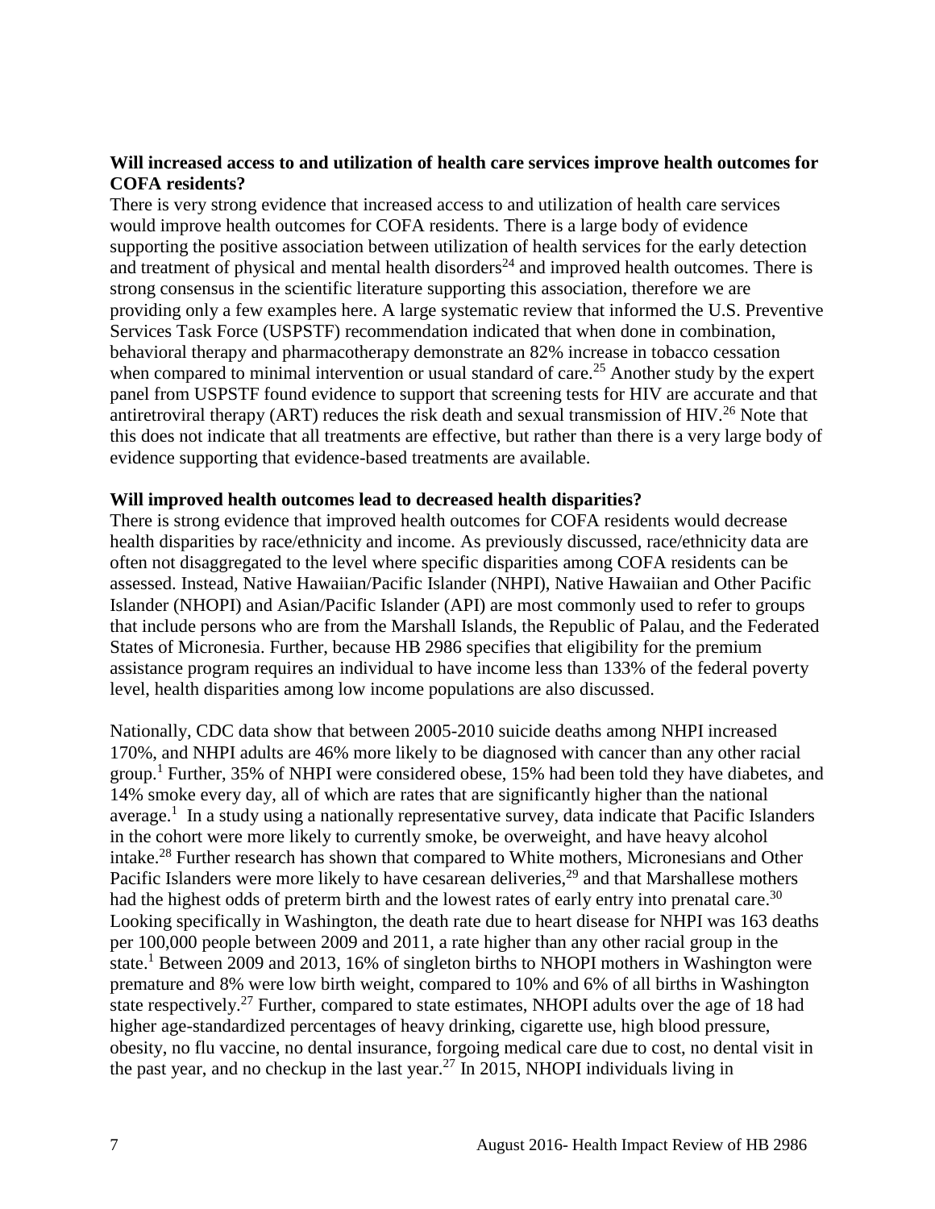**Will increased access to and utilization of health care services improve health outcomes for COFA residents?**

There is very strong evidence that increased access to and utilization of health care services would improve health outcomes for COFA residents. There is a large body of evidence supporting the positive association between utilization of health services for the early detection and treatment of physical and mental health disorders[24] and improved health outcomes. There is strong consensus in the scientific literature supporting this association, therefore we are providing only a few examples here. A large systematic review that informed the U.S. Preventive Services Task Force (USPSTF) recommendation indicated that when done in combination, behavioral therapy and pharmacotherapy demonstrate an 82% increase in tobacco cessation when compared to minimal intervention or usual standard of care.[25] Another study by the expert panel from USPSTF found evidence to support that screening tests for HIV are accurate and that antiretroviral therapy (ART) reduces the risk death and sexual transmission of HIV.[26] Note that this does not indicate that all treatments are effective, but rather than there is a very large body of evidence supporting that evidence-based treatments are available.

**Will improved health outcomes lead to decreased health disparities?**

There is strong evidence that improved health outcomes for COFA residents would decrease health disparities by race/ethnicity and income. As previously discussed, race/ethnicity data are often not disaggregated to the level where specific disparities among COFA residents can be assessed. Instead, Native Hawaiian/Pacific Islander (NHPI), Native Hawaiian and Other Pacific Islander (NHOPI) and Asian/Pacific Islander (API) are most commonly used to refer to groups that include persons who are from the Marshall Islands, the Republic of Palau, and the Federated States of Micronesia. Further, because HB 2986 specifies that eligibility for the premium assistance program requires an individual to have income less than 133% of the federal poverty level, health disparities among low income populations are also discussed.

Nationally, CDC data show that between 2005-2010 suicide deaths among NHPI increased 170%, and NHPI adults are 46% more likely to be diagnosed with cancer than any other racial group.[1] Further, 35% of NHPI were considered obese, 15% had been told they have diabetes, and 14% smoke every day, all of which are rates that are significantly higher than the national average.[1] In a study using a nationally representative survey, data indicate that Pacific Islanders in the cohort were more likely to currently smoke, be overweight, and have heavy alcohol intake.[28] Further research has shown that compared to White mothers, Micronesians and Other Pacific Islanders were more likely to have cesarean deliveries,[29] and that Marshallese mothers had the highest odds of preterm birth and the lowest rates of early entry into prenatal care.[30] Looking specifically in Washington, the death rate due to heart disease for NHPI was 163 deaths per 100,000 people between 2009 and 2011, a rate higher than any other racial group in the state.[1] Between 2009 and 2013, 16% of singleton births to NHOPI mothers in Washington were premature and 8% were low birth weight, compared to 10% and 6% of all births in Washington state respectively.[27] Further, compared to state estimates, NHOPI adults over the age of 18 had higher age-standardized percentages of heavy drinking, cigarette use, high blood pressure, obesity, no flu vaccine, no dental insurance, forgoing medical care due to cost, no dental visit in the past year, and no checkup in the last year.[27] In 2015, NHOPI individuals living in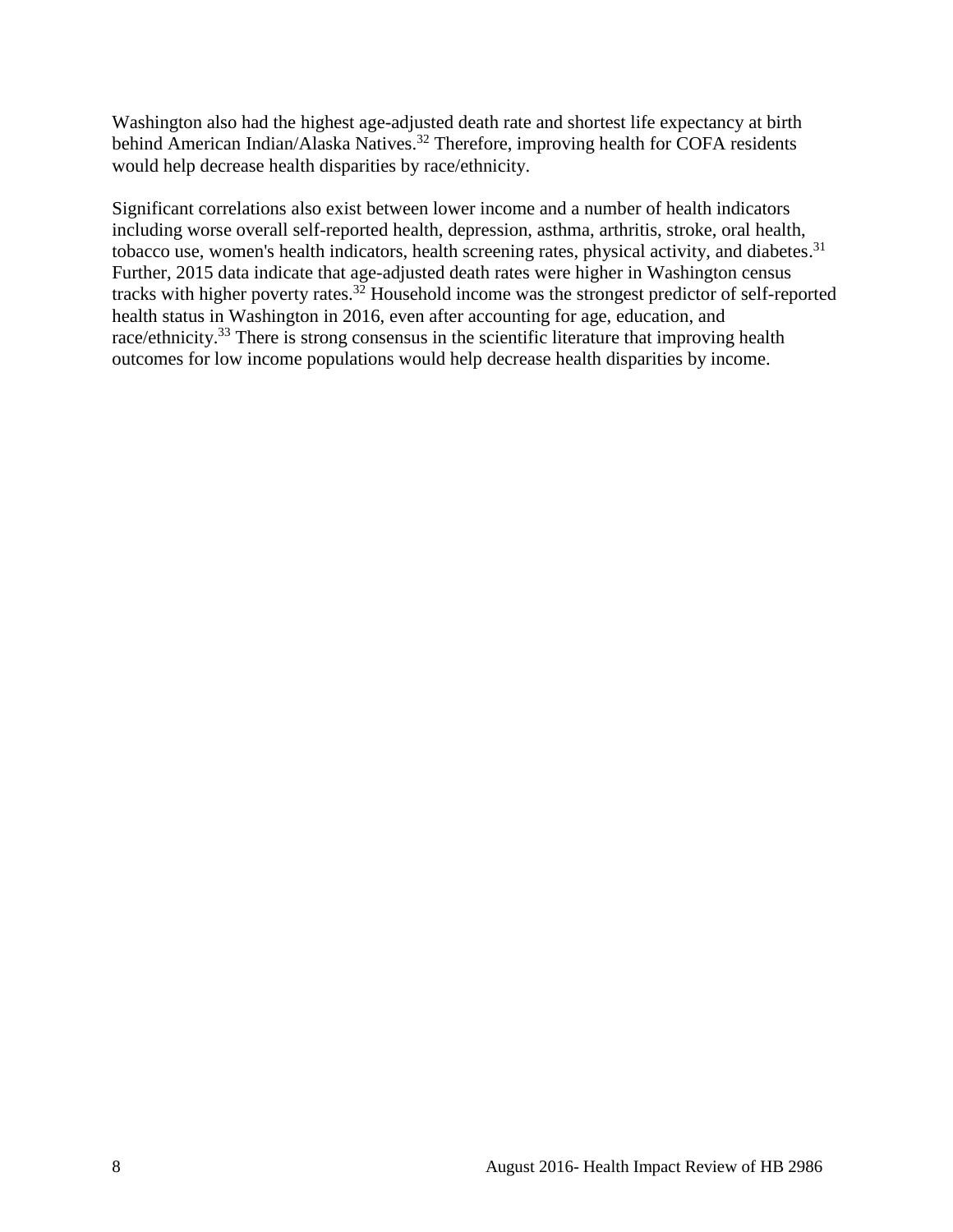Washington also had the highest age-adjusted death rate and shortest life expectancy at birth behind American Indian/Alaska Natives.[32] Therefore, improving health for COFA residents would help decrease health disparities by race/ethnicity.

Significant correlations also exist between lower income and a number of health indicators including worse overall self-reported health, depression, asthma, arthritis, stroke, oral health, tobacco use, women's health indicators, health screening rates, physical activity, and diabetes.[31] Further, 2015 data indicate that age-adjusted death rates were higher in Washington census tracks with higher poverty rates.[32] Household income was the strongest predictor of self-reported health status in Washington in 2016, even after accounting for age, education, and race/ethnicity.[33] There is strong consensus in the scientific literature that improving health outcomes for low income populations would help decrease health disparities by income.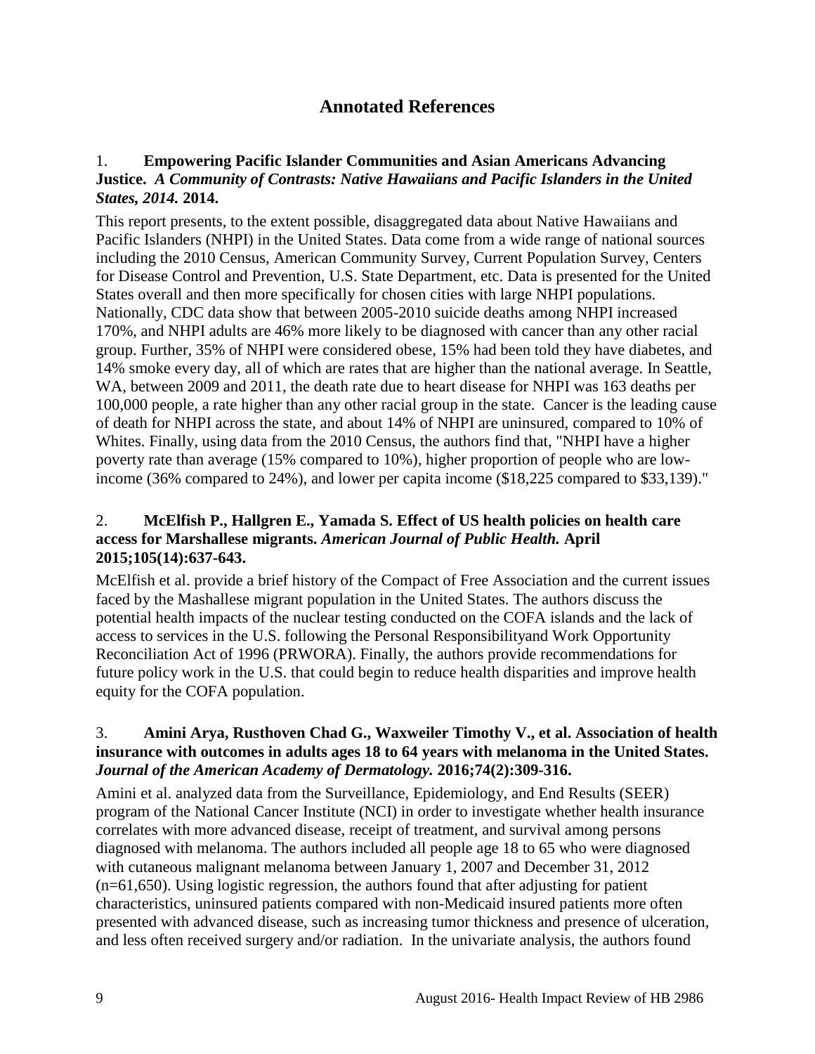## Annotated References

1. **Empowering Pacific Islander Communities and Asian Americans Advancing Justice.** ***A Community of Contrasts: Native Hawaiians and Pacific Islanders in the United States, 2014.*** **2014.**

This report presents, to the extent possible, disaggregated data about Native Hawaiians and Pacific Islanders (NHPI) in the United States. Data come from a wide range of national sources including the 2010 Census, American Community Survey, Current Population Survey, Centers for Disease Control and Prevention, U.S. State Department, etc. Data is presented for the United States overall and then more specifically for chosen cities with large NHPI populations. Nationally, CDC data show that between 2005-2010 suicide deaths among NHPI increased 170%, and NHPI adults are 46% more likely to be diagnosed with cancer than any other racial group. Further, 35% of NHPI were considered obese, 15% had been told they have diabetes, and 14% smoke every day, all of which are rates that are higher than the national average. In Seattle, WA, between 2009 and 2011, the death rate due to heart disease for NHPI was 163 deaths per 100,000 people, a rate higher than any other racial group in the state. Cancer is the leading cause of death for NHPI across the state, and about 14% of NHPI are uninsured, compared to 10% of Whites. Finally, using data from the 2010 Census, the authors find that, "NHPI have a higher poverty rate than average (15% compared to 10%), higher proportion of people who are low-income (36% compared to 24%), and lower per capita income ($18,225 compared to $33,139)."

2. **McElfish P., Hallgren E., Yamada S. Effect of US health policies on health care access for Marshallese migrants.** ***American Journal of Public Health.*** **April 2015;105(14):637-643.**

McElfish et al. provide a brief history of the Compact of Free Association and the current issues faced by the Mashallese migrant population in the United States. The authors discuss the potential health impacts of the nuclear testing conducted on the COFA islands and the lack of access to services in the U.S. following the Personal Responsibilityand Work Opportunity Reconciliation Act of 1996 (PRWORA). Finally, the authors provide recommendations for future policy work in the U.S. that could begin to reduce health disparities and improve health equity for the COFA population.

3. **Amini Arya, Rusthoven Chad G., Waxweiler Timothy V., et al. Association of health insurance with outcomes in adults ages 18 to 64 years with melanoma in the United States.** ***Journal of the American Academy of Dermatology.*** **2016;74(2):309-316.**

Amini et al. analyzed data from the Surveillance, Epidemiology, and End Results (SEER) program of the National Cancer Institute (NCI) in order to investigate whether health insurance correlates with more advanced disease, receipt of treatment, and survival among persons diagnosed with melanoma. The authors included all people age 18 to 65 who were diagnosed with cutaneous malignant melanoma between January 1, 2007 and December 31, 2012 (n=61,650). Using logistic regression, the authors found that after adjusting for patient characteristics, uninsured patients compared with non-Medicaid insured patients more often presented with advanced disease, such as increasing tumor thickness and presence of ulceration, and less often received surgery and/or radiation. In the univariate analysis, the authors found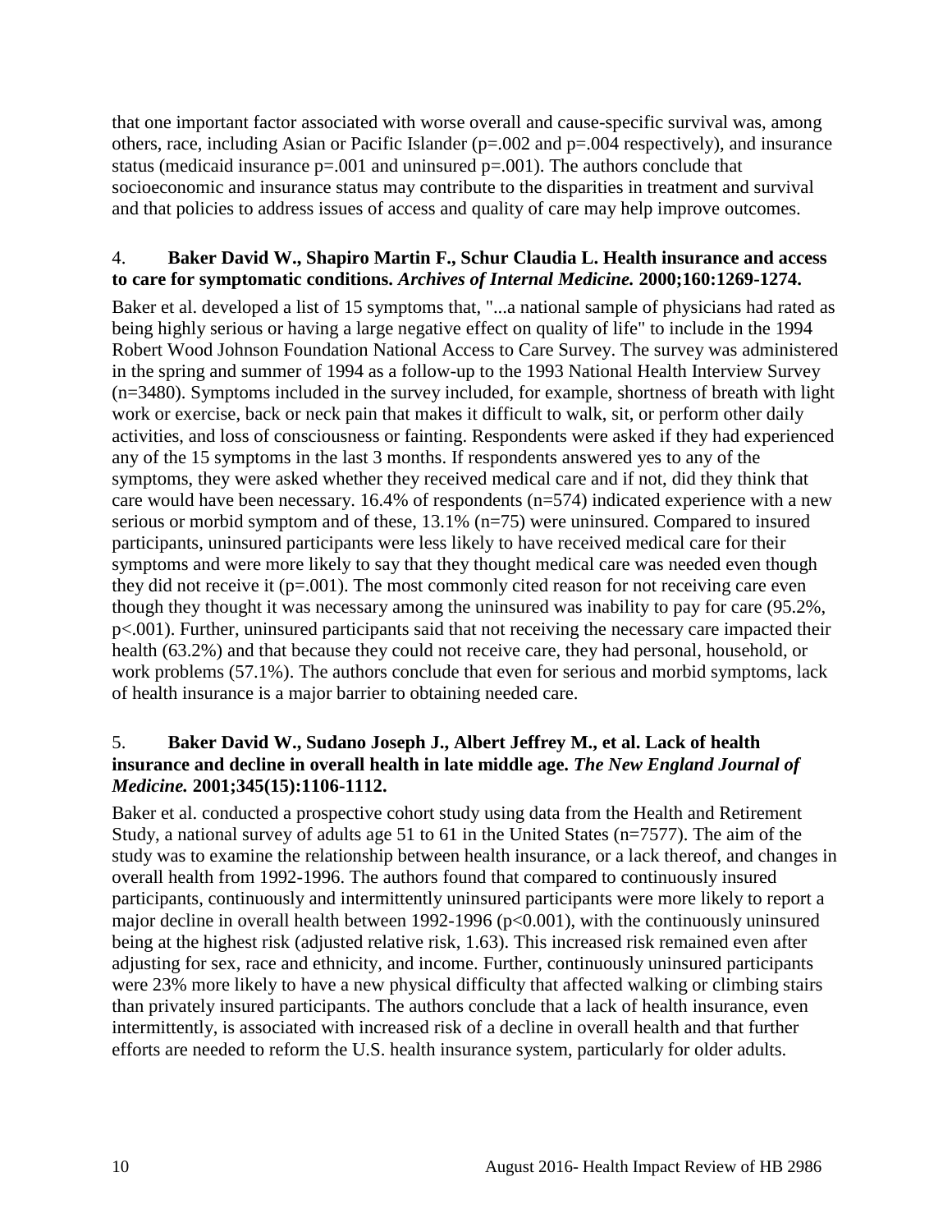that one important factor associated with worse overall and cause-specific survival was, among others, race, including Asian or Pacific Islander ($p=.002$ and $p=.004$ respectively), and insurance status (medicaid insurance $p=.001$ and uninsured $p=.001$). The authors conclude that socioeconomic and insurance status may contribute to the disparities in treatment and survival and that policies to address issues of access and quality of care may help improve outcomes.

4. **Baker David W., Shapiro Martin F., Schur Claudia L. Health insurance and access to care for symptomatic conditions. *Archives of Internal Medicine.* 2000;160:1269-1274.**

Baker et al. developed a list of 15 symptoms that, "...a national sample of physicians had rated as being highly serious or having a large negative effect on quality of life" to include in the 1994 Robert Wood Johnson Foundation National Access to Care Survey. The survey was administered in the spring and summer of 1994 as a follow-up to the 1993 National Health Interview Survey (n=3480). Symptoms included in the survey included, for example, shortness of breath with light work or exercise, back or neck pain that makes it difficult to walk, sit, or perform other daily activities, and loss of consciousness or fainting. Respondents were asked if they had experienced any of the 15 symptoms in the last 3 months. If respondents answered yes to any of the symptoms, they were asked whether they received medical care and if not, did they think that care would have been necessary. 16.4% of respondents (n=574) indicated experience with a new serious or morbid symptom and of these, 13.1% (n=75) were uninsured. Compared to insured participants, uninsured participants were less likely to have received medical care for their symptoms and were more likely to say that they thought medical care was needed even though they did not receive it ($p=.001$). The most commonly cited reason for not receiving care even though they thought it was necessary among the uninsured was inability to pay for care (95.2%, $p<.001$). Further, uninsured participants said that not receiving the necessary care impacted their health (63.2%) and that because they could not receive care, they had personal, household, or work problems (57.1%). The authors conclude that even for serious and morbid symptoms, lack of health insurance is a major barrier to obtaining needed care.

5. **Baker David W., Sudano Joseph J., Albert Jeffrey M., et al. Lack of health insurance and decline in overall health in late middle age. *The New England Journal of Medicine.* 2001;345(15):1106-1112.**

Baker et al. conducted a prospective cohort study using data from the Health and Retirement Study, a national survey of adults age 51 to 61 in the United States (n=7577). The aim of the study was to examine the relationship between health insurance, or a lack thereof, and changes in overall health from 1992-1996. The authors found that compared to continuously insured participants, continuously and intermittently uninsured participants were more likely to report a major decline in overall health between 1992-1996 ($p<0.001$), with the continuously uninsured being at the highest risk (adjusted relative risk, 1.63). This increased risk remained even after adjusting for sex, race and ethnicity, and income. Further, continuously uninsured participants were 23% more likely to have a new physical difficulty that affected walking or climbing stairs than privately insured participants. The authors conclude that a lack of health insurance, even intermittently, is associated with increased risk of a decline in overall health and that further efforts are needed to reform the U.S. health insurance system, particularly for older adults.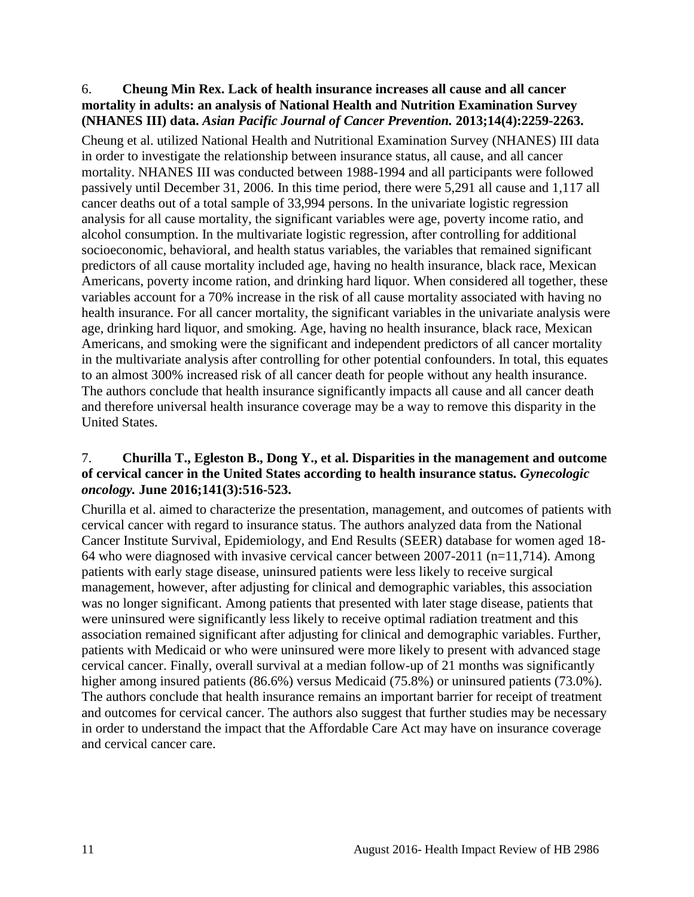6. **Cheung Min Rex. Lack of health insurance increases all cause and all cancer mortality in adults: an analysis of National Health and Nutrition Examination Survey (NHANES III) data.** ***Asian Pacific Journal of Cancer Prevention.*** **2013;14(4):2259-2263.**

Cheung et al. utilized National Health and Nutritional Examination Survey (NHANES) III data in order to investigate the relationship between insurance status, all cause, and all cancer mortality. NHANES III was conducted between 1988-1994 and all participants were followed passively until December 31, 2006. In this time period, there were 5,291 all cause and 1,117 all cancer deaths out of a total sample of 33,994 persons. In the univariate logistic regression analysis for all cause mortality, the significant variables were age, poverty income ratio, and alcohol consumption. In the multivariate logistic regression, after controlling for additional socioeconomic, behavioral, and health status variables, the variables that remained significant predictors of all cause mortality included age, having no health insurance, black race, Mexican Americans, poverty income ration, and drinking hard liquor. When considered all together, these variables account for a 70% increase in the risk of all cause mortality associated with having no health insurance. For all cancer mortality, the significant variables in the univariate analysis were age, drinking hard liquor, and smoking. Age, having no health insurance, black race, Mexican Americans, and smoking were the significant and independent predictors of all cancer mortality in the multivariate analysis after controlling for other potential confounders. In total, this equates to an almost 300% increased risk of all cancer death for people without any health insurance. The authors conclude that health insurance significantly impacts all cause and all cancer death and therefore universal health insurance coverage may be a way to remove this disparity in the United States.

7. **Churilla T., Egleston B., Dong Y., et al. Disparities in the management and outcome of cervical cancer in the United States according to health insurance status.** ***Gynecologic oncology.*** **June 2016;141(3):516-523.**

Churilla et al. aimed to characterize the presentation, management, and outcomes of patients with cervical cancer with regard to insurance status. The authors analyzed data from the National Cancer Institute Survival, Epidemiology, and End Results (SEER) database for women aged 18-64 who were diagnosed with invasive cervical cancer between 2007-2011 (n=11,714). Among patients with early stage disease, uninsured patients were less likely to receive surgical management, however, after adjusting for clinical and demographic variables, this association was no longer significant. Among patients that presented with later stage disease, patients that were uninsured were significantly less likely to receive optimal radiation treatment and this association remained significant after adjusting for clinical and demographic variables. Further, patients with Medicaid or who were uninsured were more likely to present with advanced stage cervical cancer. Finally, overall survival at a median follow-up of 21 months was significantly higher among insured patients (86.6%) versus Medicaid (75.8%) or uninsured patients (73.0%). The authors conclude that health insurance remains an important barrier for receipt of treatment and outcomes for cervical cancer. The authors also suggest that further studies may be necessary in order to understand the impact that the Affordable Care Act may have on insurance coverage and cervical cancer care.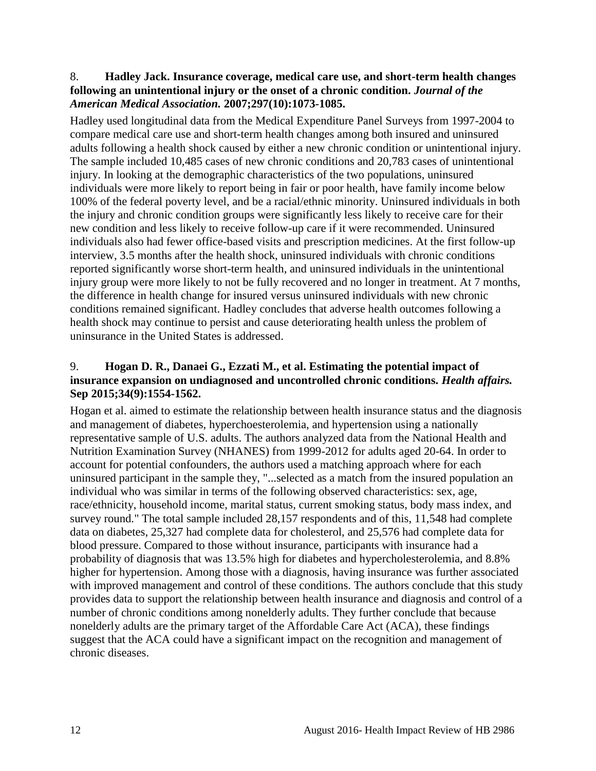8. **Hadley Jack. Insurance coverage, medical care use, and short-term health changes following an unintentional injury or the onset of a chronic condition.** ***Journal of the American Medical Association.*** **2007;297(10):1073-1085.**

Hadley used longitudinal data from the Medical Expenditure Panel Surveys from 1997-2004 to compare medical care use and short-term health changes among both insured and uninsured adults following a health shock caused by either a new chronic condition or unintentional injury. The sample included 10,485 cases of new chronic conditions and 20,783 cases of unintentional injury. In looking at the demographic characteristics of the two populations, uninsured individuals were more likely to report being in fair or poor health, have family income below 100% of the federal poverty level, and be a racial/ethnic minority. Uninsured individuals in both the injury and chronic condition groups were significantly less likely to receive care for their new condition and less likely to receive follow-up care if it were recommended. Uninsured individuals also had fewer office-based visits and prescription medicines. At the first follow-up interview, 3.5 months after the health shock, uninsured individuals with chronic conditions reported significantly worse short-term health, and uninsured individuals in the unintentional injury group were more likely to not be fully recovered and no longer in treatment. At 7 months, the difference in health change for insured versus uninsured individuals with new chronic conditions remained significant. Hadley concludes that adverse health outcomes following a health shock may continue to persist and cause deteriorating health unless the problem of uninsurance in the United States is addressed.

9. **Hogan D. R., Danaei G., Ezzati M., et al. Estimating the potential impact of insurance expansion on undiagnosed and uncontrolled chronic conditions.** ***Health affairs.*** **Sep 2015;34(9):1554-1562.**

Hogan et al. aimed to estimate the relationship between health insurance status and the diagnosis and management of diabetes, hyperchoesterolemia, and hypertension using a nationally representative sample of U.S. adults. The authors analyzed data from the National Health and Nutrition Examination Survey (NHANES) from 1999-2012 for adults aged 20-64. In order to account for potential confounders, the authors used a matching approach where for each uninsured participant in the sample they, "...selected as a match from the insured population an individual who was similar in terms of the following observed characteristics: sex, age, race/ethnicity, household income, marital status, current smoking status, body mass index, and survey round." The total sample included 28,157 respondents and of this, 11,548 had complete data on diabetes, 25,327 had complete data for cholesterol, and 25,576 had complete data for blood pressure. Compared to those without insurance, participants with insurance had a probability of diagnosis that was 13.5% high for diabetes and hypercholesterolemia, and 8.8% higher for hypertension. Among those with a diagnosis, having insurance was further associated with improved management and control of these conditions. The authors conclude that this study provides data to support the relationship between health insurance and diagnosis and control of a number of chronic conditions among nonelderly adults. They further conclude that because nonelderly adults are the primary target of the Affordable Care Act (ACA), these findings suggest that the ACA could have a significant impact on the recognition and management of chronic diseases.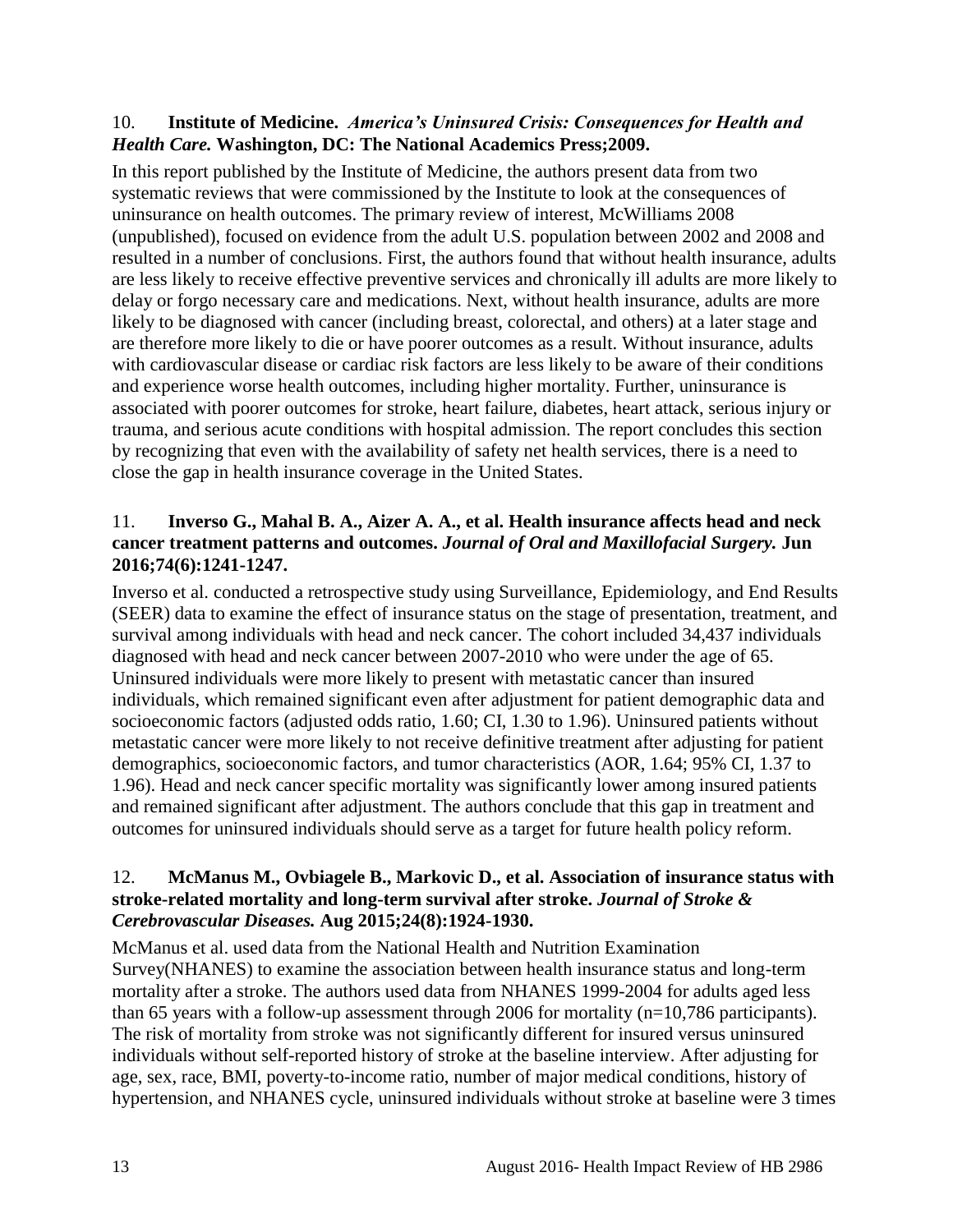10. **Institute of Medicine.** ***America's Uninsured Crisis: Consequences for Health and Health Care.*** **Washington, DC: The National Academics Press;2009.**

In this report published by the Institute of Medicine, the authors present data from two systematic reviews that were commissioned by the Institute to look at the consequences of uninsurance on health outcomes. The primary review of interest, McWilliams 2008 (unpublished), focused on evidence from the adult U.S. population between 2002 and 2008 and resulted in a number of conclusions. First, the authors found that without health insurance, adults are less likely to receive effective preventive services and chronically ill adults are more likely to delay or forgo necessary care and medications. Next, without health insurance, adults are more likely to be diagnosed with cancer (including breast, colorectal, and others) at a later stage and are therefore more likely to die or have poorer outcomes as a result. Without insurance, adults with cardiovascular disease or cardiac risk factors are less likely to be aware of their conditions and experience worse health outcomes, including higher mortality. Further, uninsurance is associated with poorer outcomes for stroke, heart failure, diabetes, heart attack, serious injury or trauma, and serious acute conditions with hospital admission. The report concludes this section by recognizing that even with the availability of safety net health services, there is a need to close the gap in health insurance coverage in the United States.

11. **Inverso G., Mahal B. A., Aizer A. A., et al. Health insurance affects head and neck cancer treatment patterns and outcomes.** ***Journal of Oral and Maxillofacial Surgery.*** **Jun 2016;74(6):1241-1247.**

Inverso et al. conducted a retrospective study using Surveillance, Epidemiology, and End Results (SEER) data to examine the effect of insurance status on the stage of presentation, treatment, and survival among individuals with head and neck cancer. The cohort included 34,437 individuals diagnosed with head and neck cancer between 2007-2010 who were under the age of 65. Uninsured individuals were more likely to present with metastatic cancer than insured individuals, which remained significant even after adjustment for patient demographic data and socioeconomic factors (adjusted odds ratio, 1.60; CI, 1.30 to 1.96). Uninsured patients without metastatic cancer were more likely to not receive definitive treatment after adjusting for patient demographics, socioeconomic factors, and tumor characteristics (AOR, 1.64; 95% CI, 1.37 to 1.96). Head and neck cancer specific mortality was significantly lower among insured patients and remained significant after adjustment. The authors conclude that this gap in treatment and outcomes for uninsured individuals should serve as a target for future health policy reform.

12. **McManus M., Ovbiagele B., Markovic D., et al. Association of insurance status with stroke-related mortality and long-term survival after stroke.** ***Journal of Stroke & Cerebrovascular Diseases.*** **Aug 2015;24(8):1924-1930.**

McManus et al. used data from the National Health and Nutrition Examination Survey(NHANES) to examine the association between health insurance status and long-term mortality after a stroke. The authors used data from NHANES 1999-2004 for adults aged less than 65 years with a follow-up assessment through 2006 for mortality (n=10,786 participants). The risk of mortality from stroke was not significantly different for insured versus uninsured individuals without self-reported history of stroke at the baseline interview. After adjusting for age, sex, race, BMI, poverty-to-income ratio, number of major medical conditions, history of hypertension, and NHANES cycle, uninsured individuals without stroke at baseline were 3 times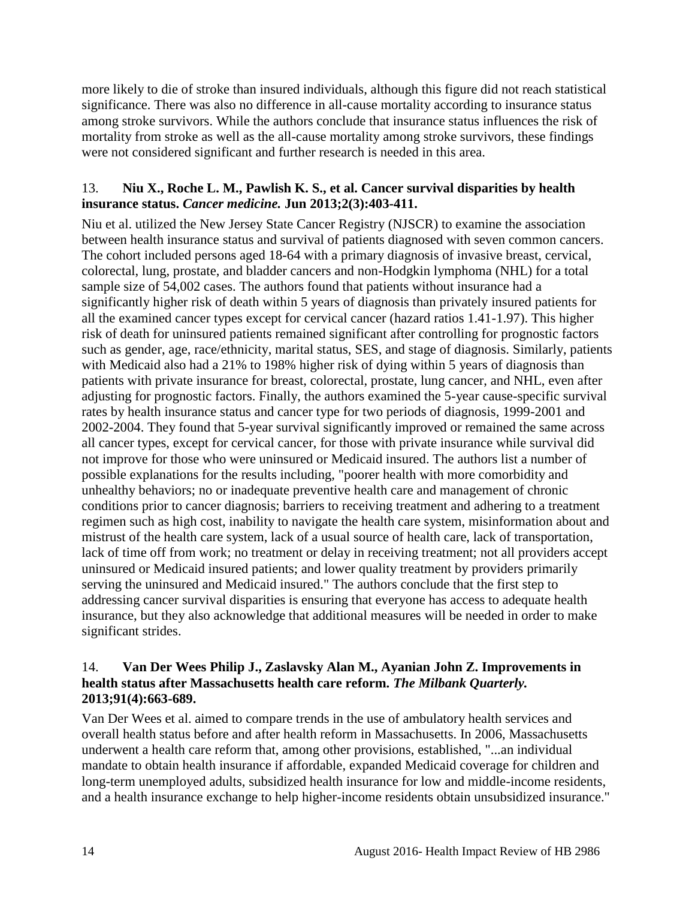more likely to die of stroke than insured individuals, although this figure did not reach statistical significance. There was also no difference in all-cause mortality according to insurance status among stroke survivors. While the authors conclude that insurance status influences the risk of mortality from stroke as well as the all-cause mortality among stroke survivors, these findings were not considered significant and further research is needed in this area.

13. **Niu X., Roche L. M., Pawlish K. S., et al. Cancer survival disparities by health insurance status. *Cancer medicine.* Jun 2013;2(3):403-411.**

Niu et al. utilized the New Jersey State Cancer Registry (NJSCR) to examine the association between health insurance status and survival of patients diagnosed with seven common cancers. The cohort included persons aged 18-64 with a primary diagnosis of invasive breast, cervical, colorectal, lung, prostate, and bladder cancers and non-Hodgkin lymphoma (NHL) for a total sample size of 54,002 cases. The authors found that patients without insurance had a significantly higher risk of death within 5 years of diagnosis than privately insured patients for all the examined cancer types except for cervical cancer (hazard ratios 1.41-1.97). This higher risk of death for uninsured patients remained significant after controlling for prognostic factors such as gender, age, race/ethnicity, marital status, SES, and stage of diagnosis. Similarly, patients with Medicaid also had a 21% to 198% higher risk of dying within 5 years of diagnosis than patients with private insurance for breast, colorectal, prostate, lung cancer, and NHL, even after adjusting for prognostic factors. Finally, the authors examined the 5-year cause-specific survival rates by health insurance status and cancer type for two periods of diagnosis, 1999-2001 and 2002-2004. They found that 5-year survival significantly improved or remained the same across all cancer types, except for cervical cancer, for those with private insurance while survival did not improve for those who were uninsured or Medicaid insured. The authors list a number of possible explanations for the results including, "poorer health with more comorbidity and unhealthy behaviors; no or inadequate preventive health care and management of chronic conditions prior to cancer diagnosis; barriers to receiving treatment and adhering to a treatment regimen such as high cost, inability to navigate the health care system, misinformation about and mistrust of the health care system, lack of a usual source of health care, lack of transportation, lack of time off from work; no treatment or delay in receiving treatment; not all providers accept uninsured or Medicaid insured patients; and lower quality treatment by providers primarily serving the uninsured and Medicaid insured." The authors conclude that the first step to addressing cancer survival disparities is ensuring that everyone has access to adequate health insurance, but they also acknowledge that additional measures will be needed in order to make significant strides.

14. **Van Der Wees Philip J., Zaslavsky Alan M., Ayanian John Z. Improvements in health status after Massachusetts health care reform. *The Milbank Quarterly.* 2013;91(4):663-689.**

Van Der Wees et al. aimed to compare trends in the use of ambulatory health services and overall health status before and after health reform in Massachusetts. In 2006, Massachusetts underwent a health care reform that, among other provisions, established, "...an individual mandate to obtain health insurance if affordable, expanded Medicaid coverage for children and long-term unemployed adults, subsidized health insurance for low and middle-income residents, and a health insurance exchange to help higher-income residents obtain unsubsidized insurance."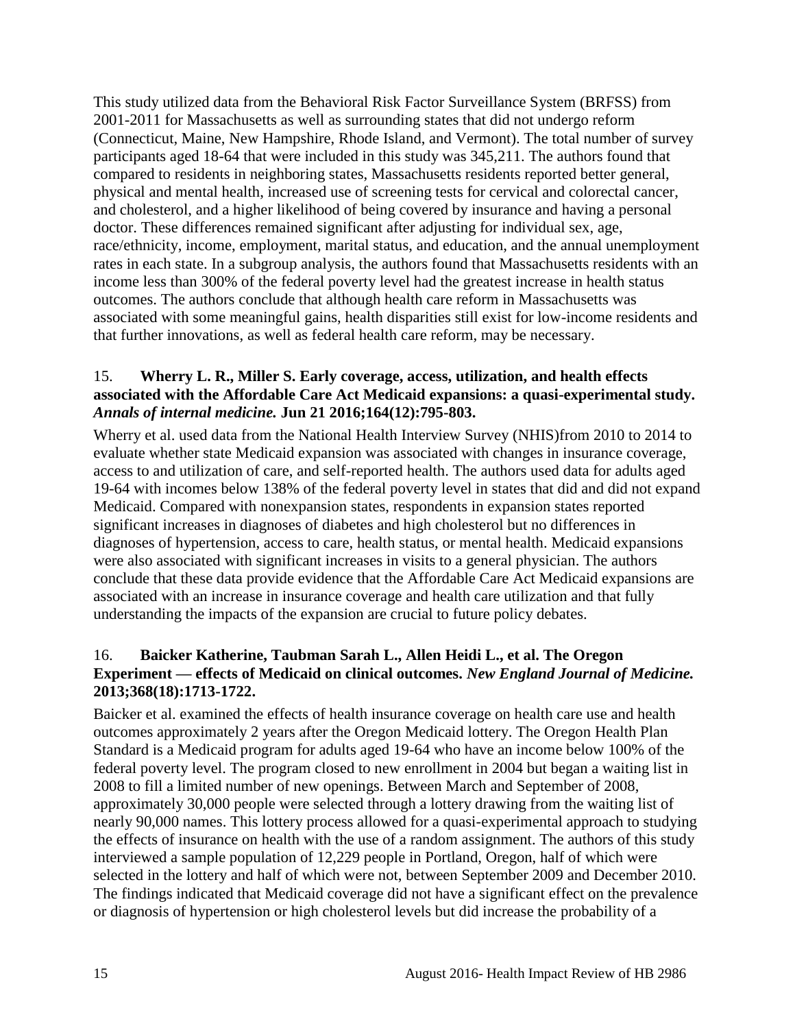This study utilized data from the Behavioral Risk Factor Surveillance System (BRFSS) from 2001-2011 for Massachusetts as well as surrounding states that did not undergo reform (Connecticut, Maine, New Hampshire, Rhode Island, and Vermont). The total number of survey participants aged 18-64 that were included in this study was 345,211. The authors found that compared to residents in neighboring states, Massachusetts residents reported better general, physical and mental health, increased use of screening tests for cervical and colorectal cancer, and cholesterol, and a higher likelihood of being covered by insurance and having a personal doctor. These differences remained significant after adjusting for individual sex, age, race/ethnicity, income, employment, marital status, and education, and the annual unemployment rates in each state. In a subgroup analysis, the authors found that Massachusetts residents with an income less than 300% of the federal poverty level had the greatest increase in health status outcomes. The authors conclude that although health care reform in Massachusetts was associated with some meaningful gains, health disparities still exist for low-income residents and that further innovations, as well as federal health care reform, may be necessary.

15. **Wherry L. R., Miller S. Early coverage, access, utilization, and health effects associated with the Affordable Care Act Medicaid expansions: a quasi-experimental study. *Annals of internal medicine.* Jun 21 2016;164(12):795-803.**

Wherry et al. used data from the National Health Interview Survey (NHIS)from 2010 to 2014 to evaluate whether state Medicaid expansion was associated with changes in insurance coverage, access to and utilization of care, and self-reported health. The authors used data for adults aged 19-64 with incomes below 138% of the federal poverty level in states that did and did not expand Medicaid. Compared with nonexpansion states, respondents in expansion states reported significant increases in diagnoses of diabetes and high cholesterol but no differences in diagnoses of hypertension, access to care, health status, or mental health. Medicaid expansions were also associated with significant increases in visits to a general physician. The authors conclude that these data provide evidence that the Affordable Care Act Medicaid expansions are associated with an increase in insurance coverage and health care utilization and that fully understanding the impacts of the expansion are crucial to future policy debates.

16. **Baicker Katherine, Taubman Sarah L., Allen Heidi L., et al. The Oregon Experiment — effects of Medicaid on clinical outcomes. *New England Journal of Medicine.* 2013;368(18):1713-1722.**

Baicker et al. examined the effects of health insurance coverage on health care use and health outcomes approximately 2 years after the Oregon Medicaid lottery. The Oregon Health Plan Standard is a Medicaid program for adults aged 19-64 who have an income below 100% of the federal poverty level. The program closed to new enrollment in 2004 but began a waiting list in 2008 to fill a limited number of new openings. Between March and September of 2008, approximately 30,000 people were selected through a lottery drawing from the waiting list of nearly 90,000 names. This lottery process allowed for a quasi-experimental approach to studying the effects of insurance on health with the use of a random assignment. The authors of this study interviewed a sample population of 12,229 people in Portland, Oregon, half of which were selected in the lottery and half of which were not, between September 2009 and December 2010. The findings indicated that Medicaid coverage did not have a significant effect on the prevalence or diagnosis of hypertension or high cholesterol levels but did increase the probability of a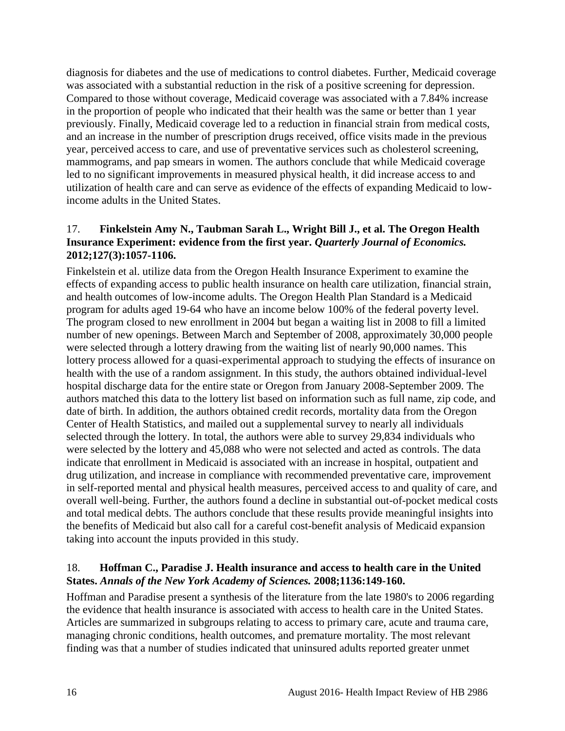diagnosis for diabetes and the use of medications to control diabetes. Further, Medicaid coverage was associated with a substantial reduction in the risk of a positive screening for depression. Compared to those without coverage, Medicaid coverage was associated with a 7.84% increase in the proportion of people who indicated that their health was the same or better than 1 year previously. Finally, Medicaid coverage led to a reduction in financial strain from medical costs, and an increase in the number of prescription drugs received, office visits made in the previous year, perceived access to care, and use of preventative services such as cholesterol screening, mammograms, and pap smears in women. The authors conclude that while Medicaid coverage led to no significant improvements in measured physical health, it did increase access to and utilization of health care and can serve as evidence of the effects of expanding Medicaid to low-income adults in the United States.

17. **Finkelstein Amy N., Taubman Sarah L., Wright Bill J., et al. The Oregon Health Insurance Experiment: evidence from the first year.** ***Quarterly Journal of Economics.*** **2012;127(3):1057-1106.**

Finkelstein et al. utilize data from the Oregon Health Insurance Experiment to examine the effects of expanding access to public health insurance on health care utilization, financial strain, and health outcomes of low-income adults. The Oregon Health Plan Standard is a Medicaid program for adults aged 19-64 who have an income below 100% of the federal poverty level. The program closed to new enrollment in 2004 but began a waiting list in 2008 to fill a limited number of new openings. Between March and September of 2008, approximately 30,000 people were selected through a lottery drawing from the waiting list of nearly 90,000 names. This lottery process allowed for a quasi-experimental approach to studying the effects of insurance on health with the use of a random assignment. In this study, the authors obtained individual-level hospital discharge data for the entire state or Oregon from January 2008-September 2009. The authors matched this data to the lottery list based on information such as full name, zip code, and date of birth. In addition, the authors obtained credit records, mortality data from the Oregon Center of Health Statistics, and mailed out a supplemental survey to nearly all individuals selected through the lottery. In total, the authors were able to survey 29,834 individuals who were selected by the lottery and 45,088 who were not selected and acted as controls. The data indicate that enrollment in Medicaid is associated with an increase in hospital, outpatient and drug utilization, and increase in compliance with recommended preventative care, improvement in self-reported mental and physical health measures, perceived access to and quality of care, and overall well-being. Further, the authors found a decline in substantial out-of-pocket medical costs and total medical debts. The authors conclude that these results provide meaningful insights into the benefits of Medicaid but also call for a careful cost-benefit analysis of Medicaid expansion taking into account the inputs provided in this study.

18. **Hoffman C., Paradise J. Health insurance and access to health care in the United States.** ***Annals of the New York Academy of Sciences.*** **2008;1136:149-160.**

Hoffman and Paradise present a synthesis of the literature from the late 1980's to 2006 regarding the evidence that health insurance is associated with access to health care in the United States. Articles are summarized in subgroups relating to access to primary care, acute and trauma care, managing chronic conditions, health outcomes, and premature mortality. The most relevant finding was that a number of studies indicated that uninsured adults reported greater unmet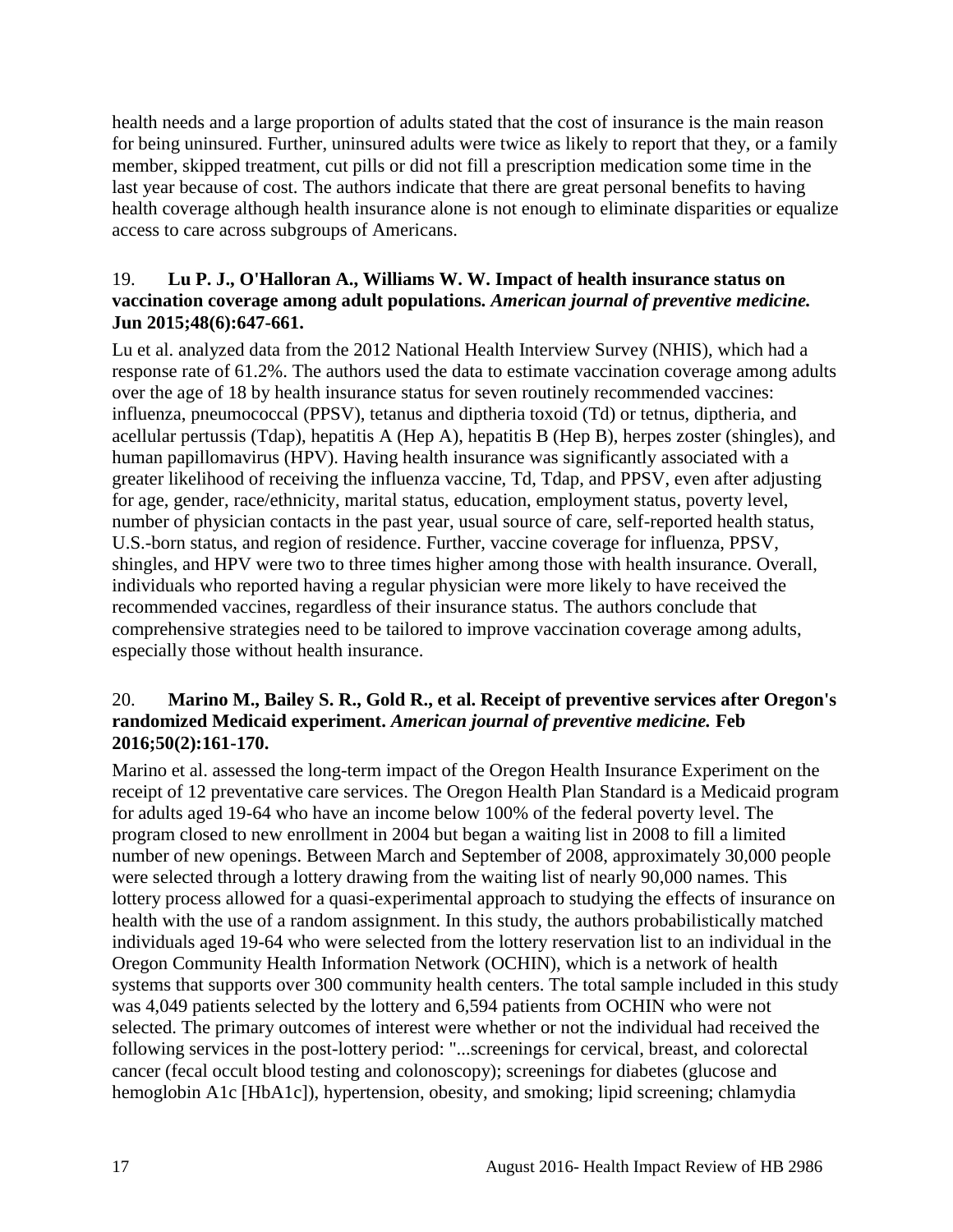health needs and a large proportion of adults stated that the cost of insurance is the main reason for being uninsured. Further, uninsured adults were twice as likely to report that they, or a family member, skipped treatment, cut pills or did not fill a prescription medication some time in the last year because of cost. The authors indicate that there are great personal benefits to having health coverage although health insurance alone is not enough to eliminate disparities or equalize access to care across subgroups of Americans.

19. **Lu P. J., O'Halloran A., Williams W. W. Impact of health insurance status on vaccination coverage among adult populations.** ***American journal of preventive medicine.*** **Jun 2015;48(6):647-661.**

Lu et al. analyzed data from the 2012 National Health Interview Survey (NHIS), which had a response rate of 61.2%. The authors used the data to estimate vaccination coverage among adults over the age of 18 by health insurance status for seven routinely recommended vaccines: influenza, pneumococcal (PPSV), tetanus and diptheria toxoid (Td) or tetnus, diptheria, and acellular pertussis (Tdap), hepatitis A (Hep A), hepatitis B (Hep B), herpes zoster (shingles), and human papillomavirus (HPV). Having health insurance was significantly associated with a greater likelihood of receiving the influenza vaccine, Td, Tdap, and PPSV, even after adjusting for age, gender, race/ethnicity, marital status, education, employment status, poverty level, number of physician contacts in the past year, usual source of care, self-reported health status, U.S.-born status, and region of residence. Further, vaccine coverage for influenza, PPSV, shingles, and HPV were two to three times higher among those with health insurance. Overall, individuals who reported having a regular physician were more likely to have received the recommended vaccines, regardless of their insurance status. The authors conclude that comprehensive strategies need to be tailored to improve vaccination coverage among adults, especially those without health insurance.

20. **Marino M., Bailey S. R., Gold R., et al. Receipt of preventive services after Oregon's randomized Medicaid experiment.** ***American journal of preventive medicine.*** **Feb 2016;50(2):161-170.**

Marino et al. assessed the long-term impact of the Oregon Health Insurance Experiment on the receipt of 12 preventative care services. The Oregon Health Plan Standard is a Medicaid program for adults aged 19-64 who have an income below 100% of the federal poverty level. The program closed to new enrollment in 2004 but began a waiting list in 2008 to fill a limited number of new openings. Between March and September of 2008, approximately 30,000 people were selected through a lottery drawing from the waiting list of nearly 90,000 names. This lottery process allowed for a quasi-experimental approach to studying the effects of insurance on health with the use of a random assignment. In this study, the authors probabilistically matched individuals aged 19-64 who were selected from the lottery reservation list to an individual in the Oregon Community Health Information Network (OCHIN), which is a network of health systems that supports over 300 community health centers. The total sample included in this study was 4,049 patients selected by the lottery and 6,594 patients from OCHIN who were not selected. The primary outcomes of interest were whether or not the individual had received the following services in the post-lottery period: "...screenings for cervical, breast, and colorectal cancer (fecal occult blood testing and colonoscopy); screenings for diabetes (glucose and hemoglobin A1c [HbA1c]), hypertension, obesity, and smoking; lipid screening; chlamydia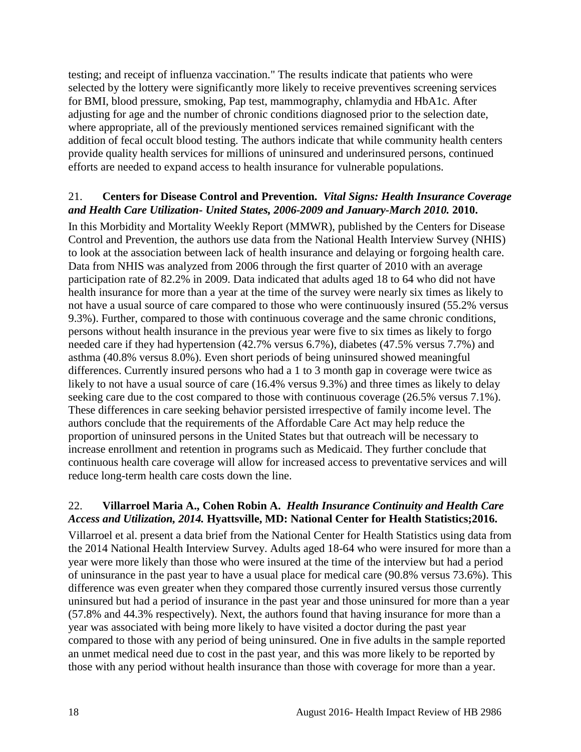testing; and receipt of influenza vaccination." The results indicate that patients who were selected by the lottery were significantly more likely to receive preventives screening services for BMI, blood pressure, smoking, Pap test, mammography, chlamydia and HbA1c. After adjusting for age and the number of chronic conditions diagnosed prior to the selection date, where appropriate, all of the previously mentioned services remained significant with the addition of fecal occult blood testing. The authors indicate that while community health centers provide quality health services for millions of uninsured and underinsured persons, continued efforts are needed to expand access to health insurance for vulnerable populations.

21. **Centers for Disease Control and Prevention.** ***Vital Signs: Health Insurance Coverage and Health Care Utilization- United States, 2006-2009 and January-March 2010.*** **2010.**

In this Morbidity and Mortality Weekly Report (MMWR), published by the Centers for Disease Control and Prevention, the authors use data from the National Health Interview Survey (NHIS) to look at the association between lack of health insurance and delaying or forgoing health care. Data from NHIS was analyzed from 2006 through the first quarter of 2010 with an average participation rate of 82.2% in 2009. Data indicated that adults aged 18 to 64 who did not have health insurance for more than a year at the time of the survey were nearly six times as likely to not have a usual source of care compared to those who were continuously insured (55.2% versus 9.3%). Further, compared to those with continuous coverage and the same chronic conditions, persons without health insurance in the previous year were five to six times as likely to forgo needed care if they had hypertension (42.7% versus 6.7%), diabetes (47.5% versus 7.7%) and asthma (40.8% versus 8.0%). Even short periods of being uninsured showed meaningful differences. Currently insured persons who had a 1 to 3 month gap in coverage were twice as likely to not have a usual source of care (16.4% versus 9.3%) and three times as likely to delay seeking care due to the cost compared to those with continuous coverage (26.5% versus 7.1%). These differences in care seeking behavior persisted irrespective of family income level. The authors conclude that the requirements of the Affordable Care Act may help reduce the proportion of uninsured persons in the United States but that outreach will be necessary to increase enrollment and retention in programs such as Medicaid. They further conclude that continuous health care coverage will allow for increased access to preventative services and will reduce long-term health care costs down the line.

22. **Villarroel Maria A., Cohen Robin A.** ***Health Insurance Continuity and Health Care Access and Utilization, 2014.*** **Hyattsville, MD: National Center for Health Statistics;2016.**

Villarroel et al. present a data brief from the National Center for Health Statistics using data from the 2014 National Health Interview Survey. Adults aged 18-64 who were insured for more than a year were more likely than those who were insured at the time of the interview but had a period of uninsurance in the past year to have a usual place for medical care (90.8% versus 73.6%). This difference was even greater when they compared those currently insured versus those currently uninsured but had a period of insurance in the past year and those uninsured for more than a year (57.8% and 44.3% respectively). Next, the authors found that having insurance for more than a year was associated with being more likely to have visited a doctor during the past year compared to those with any period of being uninsured. One in five adults in the sample reported an unmet medical need due to cost in the past year, and this was more likely to be reported by those with any period without health insurance than those with coverage for more than a year.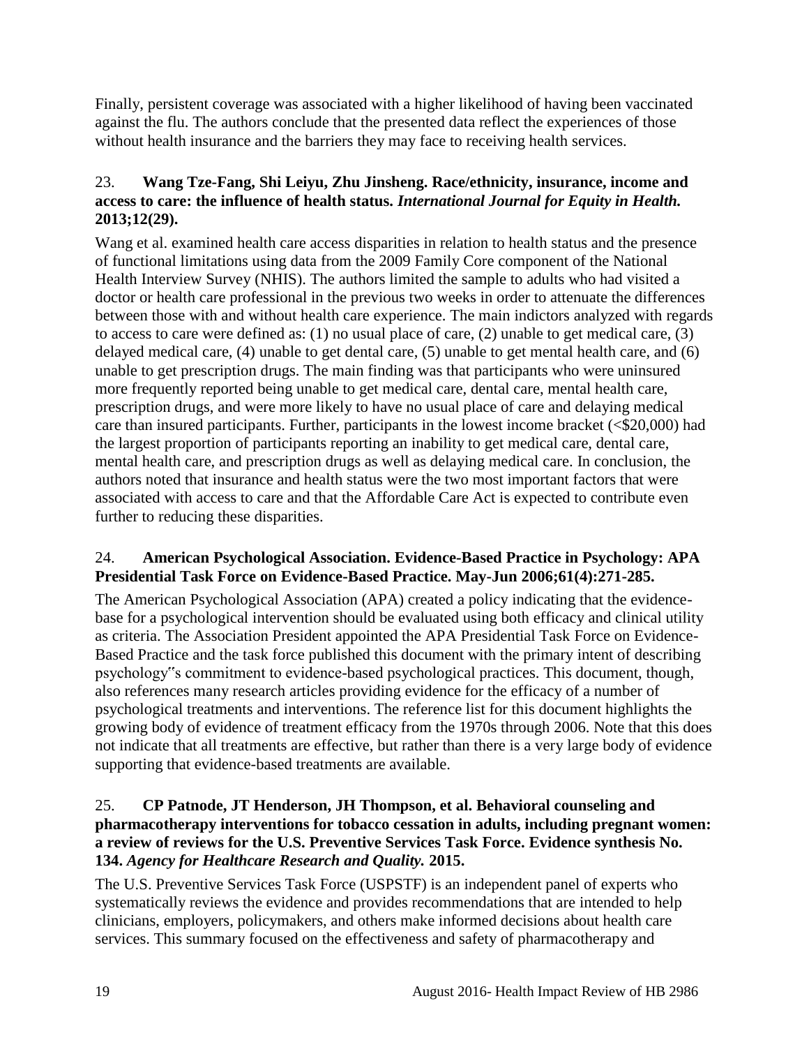Finally, persistent coverage was associated with a higher likelihood of having been vaccinated against the flu. The authors conclude that the presented data reflect the experiences of those without health insurance and the barriers they may face to receiving health services.

23. **Wang Tze-Fang, Shi Leiyu, Zhu Jinsheng. Race/ethnicity, insurance, income and access to care: the influence of health status.** ***International Journal for Equity in Health.*** **2013;12(29).**

Wang et al. examined health care access disparities in relation to health status and the presence of functional limitations using data from the 2009 Family Core component of the National Health Interview Survey (NHIS). The authors limited the sample to adults who had visited a doctor or health care professional in the previous two weeks in order to attenuate the differences between those with and without health care experience. The main indictors analyzed with regards to access to care were defined as: (1) no usual place of care, (2) unable to get medical care, (3) delayed medical care, (4) unable to get dental care, (5) unable to get mental health care, and (6) unable to get prescription drugs. The main finding was that participants who were uninsured more frequently reported being unable to get medical care, dental care, mental health care, prescription drugs, and were more likely to have no usual place of care and delaying medical care than insured participants. Further, participants in the lowest income bracket (<$20,000) had the largest proportion of participants reporting an inability to get medical care, dental care, mental health care, and prescription drugs as well as delaying medical care. In conclusion, the authors noted that insurance and health status were the two most important factors that were associated with access to care and that the Affordable Care Act is expected to contribute even further to reducing these disparities.

24. **American Psychological Association. Evidence-Based Practice in Psychology: APA Presidential Task Force on Evidence-Based Practice. May-Jun 2006;61(4):271-285.**

The American Psychological Association (APA) created a policy indicating that the evidence-base for a psychological intervention should be evaluated using both efficacy and clinical utility as criteria. The Association President appointed the APA Presidential Task Force on Evidence-Based Practice and the task force published this document with the primary intent of describing psychology"s commitment to evidence-based psychological practices. This document, though, also references many research articles providing evidence for the efficacy of a number of psychological treatments and interventions. The reference list for this document highlights the growing body of evidence of treatment efficacy from the 1970s through 2006. Note that this does not indicate that all treatments are effective, but rather than there is a very large body of evidence supporting that evidence-based treatments are available.

25. **CP Patnode, JT Henderson, JH Thompson, et al. Behavioral counseling and pharmacotherapy interventions for tobacco cessation in adults, including pregnant women: a review of reviews for the U.S. Preventive Services Task Force. Evidence synthesis No. 134.** ***Agency for Healthcare Research and Quality.*** **2015.**

The U.S. Preventive Services Task Force (USPSTF) is an independent panel of experts who systematically reviews the evidence and provides recommendations that are intended to help clinicians, employers, policymakers, and others make informed decisions about health care services. This summary focused on the effectiveness and safety of pharmacotherapy and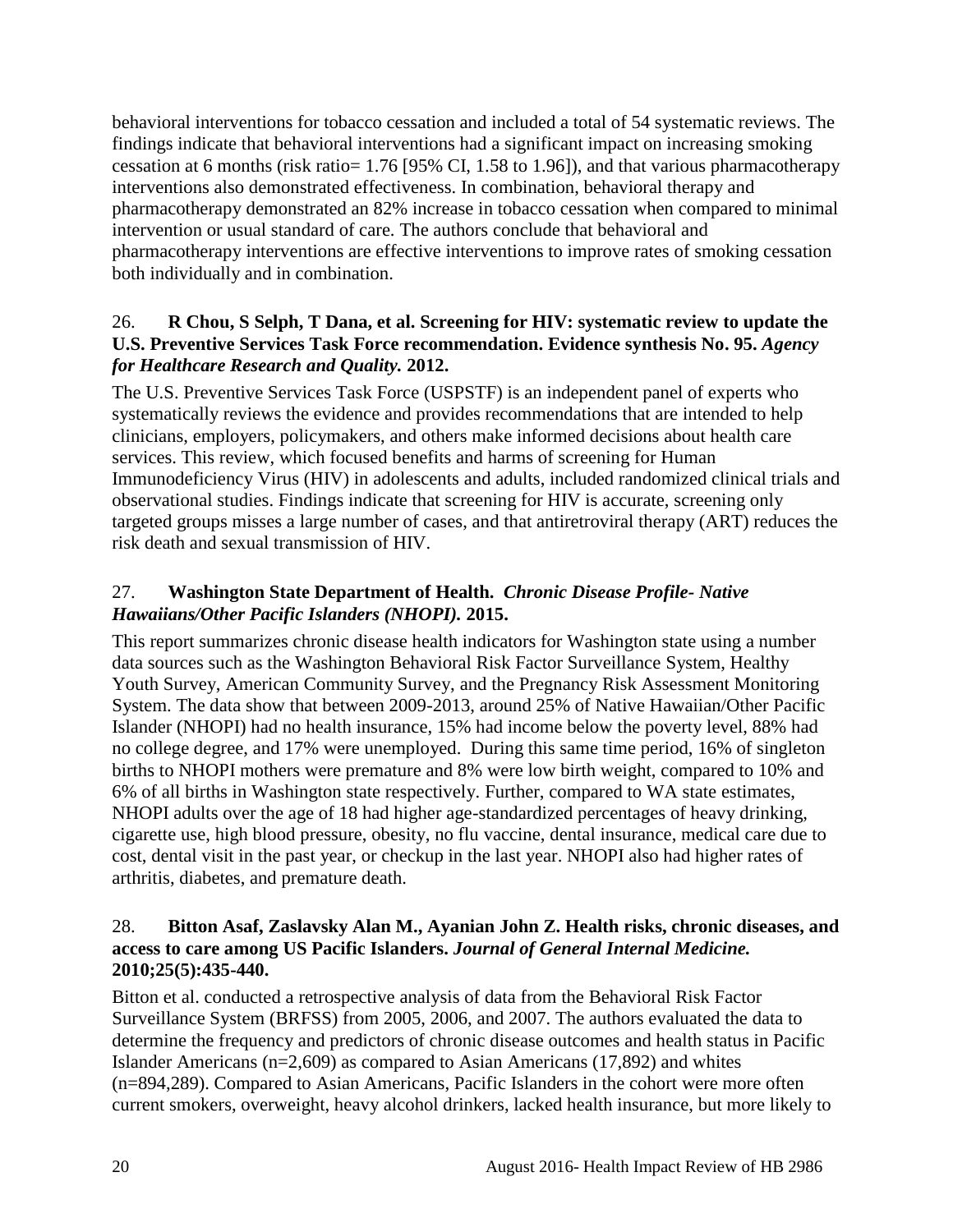behavioral interventions for tobacco cessation and included a total of 54 systematic reviews. The findings indicate that behavioral interventions had a significant impact on increasing smoking cessation at 6 months (risk ratio= 1.76 [95% CI, 1.58 to 1.96]), and that various pharmacotherapy interventions also demonstrated effectiveness. In combination, behavioral therapy and pharmacotherapy demonstrated an 82% increase in tobacco cessation when compared to minimal intervention or usual standard of care. The authors conclude that behavioral and pharmacotherapy interventions are effective interventions to improve rates of smoking cessation both individually and in combination.

26. **R Chou, S Selph, T Dana, et al. Screening for HIV: systematic review to update the U.S. Preventive Services Task Force recommendation. Evidence synthesis No. 95.** ***Agency for Healthcare Research and Quality.*** **2012.**

The U.S. Preventive Services Task Force (USPSTF) is an independent panel of experts who systematically reviews the evidence and provides recommendations that are intended to help clinicians, employers, policymakers, and others make informed decisions about health care services. This review, which focused benefits and harms of screening for Human Immunodeficiency Virus (HIV) in adolescents and adults, included randomized clinical trials and observational studies. Findings indicate that screening for HIV is accurate, screening only targeted groups misses a large number of cases, and that antiretroviral therapy (ART) reduces the risk death and sexual transmission of HIV.

27. **Washington State Department of Health.** ***Chronic Disease Profile- Native Hawaiians/Other Pacific Islanders (NHOPI).*** **2015.**

This report summarizes chronic disease health indicators for Washington state using a number data sources such as the Washington Behavioral Risk Factor Surveillance System, Healthy Youth Survey, American Community Survey, and the Pregnancy Risk Assessment Monitoring System. The data show that between 2009-2013, around 25% of Native Hawaiian/Other Pacific Islander (NHOPI) had no health insurance, 15% had income below the poverty level, 88% had no college degree, and 17% were unemployed. During this same time period, 16% of singleton births to NHOPI mothers were premature and 8% were low birth weight, compared to 10% and 6% of all births in Washington state respectively. Further, compared to WA state estimates, NHOPI adults over the age of 18 had higher age-standardized percentages of heavy drinking, cigarette use, high blood pressure, obesity, no flu vaccine, dental insurance, medical care due to cost, dental visit in the past year, or checkup in the last year. NHOPI also had higher rates of arthritis, diabetes, and premature death.

28. **Bitton Asaf, Zaslavsky Alan M., Ayanian John Z. Health risks, chronic diseases, and access to care among US Pacific Islanders.** ***Journal of General Internal Medicine.*** **2010;25(5):435-440.**

Bitton et al. conducted a retrospective analysis of data from the Behavioral Risk Factor Surveillance System (BRFSS) from 2005, 2006, and 2007. The authors evaluated the data to determine the frequency and predictors of chronic disease outcomes and health status in Pacific Islander Americans (n=2,609) as compared to Asian Americans (17,892) and whites (n=894,289). Compared to Asian Americans, Pacific Islanders in the cohort were more often current smokers, overweight, heavy alcohol drinkers, lacked health insurance, but more likely to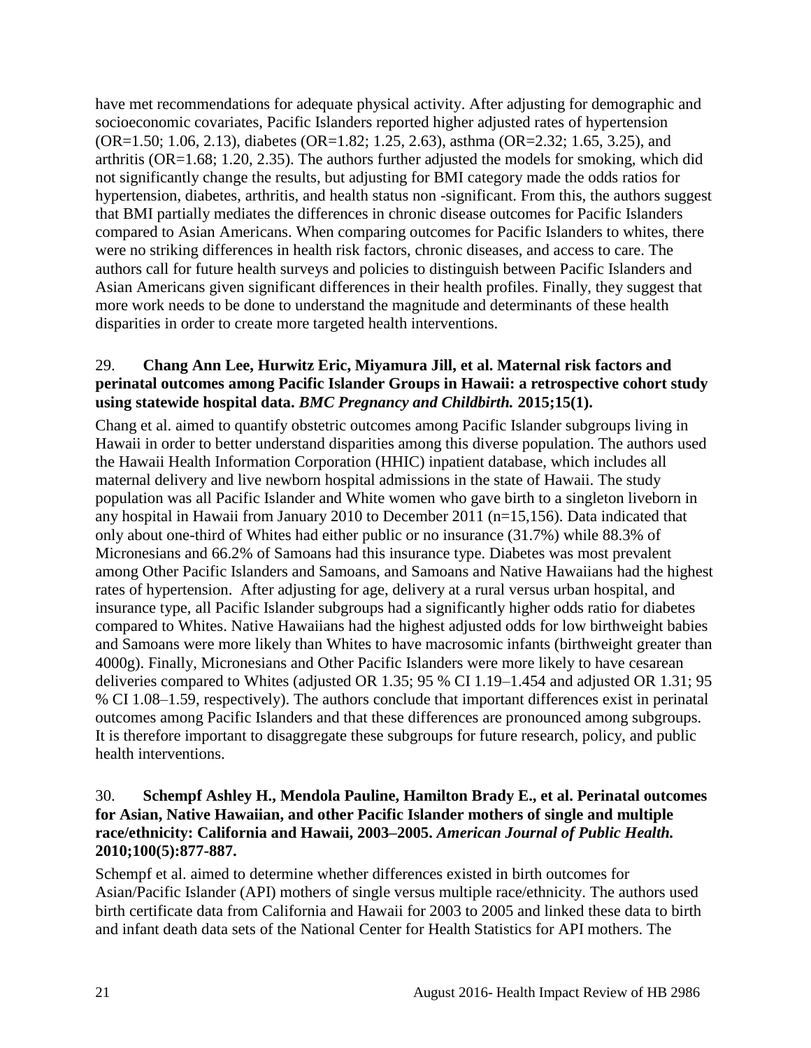have met recommendations for adequate physical activity. After adjusting for demographic and socioeconomic covariates, Pacific Islanders reported higher adjusted rates of hypertension (OR=1.50; 1.06, 2.13), diabetes (OR=1.82; 1.25, 2.63), asthma (OR=2.32; 1.65, 3.25), and arthritis (OR=1.68; 1.20, 2.35). The authors further adjusted the models for smoking, which did not significantly change the results, but adjusting for BMI category made the odds ratios for hypertension, diabetes, arthritis, and health status non -significant. From this, the authors suggest that BMI partially mediates the differences in chronic disease outcomes for Pacific Islanders compared to Asian Americans. When comparing outcomes for Pacific Islanders to whites, there were no striking differences in health risk factors, chronic diseases, and access to care. The authors call for future health surveys and policies to distinguish between Pacific Islanders and Asian Americans given significant differences in their health profiles. Finally, they suggest that more work needs to be done to understand the magnitude and determinants of these health disparities in order to create more targeted health interventions.

29. **Chang Ann Lee, Hurwitz Eric, Miyamura Jill, et al. Maternal risk factors and perinatal outcomes among Pacific Islander Groups in Hawaii: a retrospective cohort study using statewide hospital data.** ***BMC Pregnancy and Childbirth.*** **2015;15(1).**

Chang et al. aimed to quantify obstetric outcomes among Pacific Islander subgroups living in Hawaii in order to better understand disparities among this diverse population. The authors used the Hawaii Health Information Corporation (HHIC) inpatient database, which includes all maternal delivery and live newborn hospital admissions in the state of Hawaii. The study population was all Pacific Islander and White women who gave birth to a singleton liveborn in any hospital in Hawaii from January 2010 to December 2011 (n=15,156). Data indicated that only about one-third of Whites had either public or no insurance (31.7%) while 88.3% of Micronesians and 66.2% of Samoans had this insurance type. Diabetes was most prevalent among Other Pacific Islanders and Samoans, and Samoans and Native Hawaiians had the highest rates of hypertension. After adjusting for age, delivery at a rural versus urban hospital, and insurance type, all Pacific Islander subgroups had a significantly higher odds ratio for diabetes compared to Whites. Native Hawaiians had the highest adjusted odds for low birthweight babies and Samoans were more likely than Whites to have macrosomic infants (birthweight greater than 4000g). Finally, Micronesians and Other Pacific Islanders were more likely to have cesarean deliveries compared to Whites (adjusted OR 1.35; 95 % CI 1.19–1.454 and adjusted OR 1.31; 95 % CI 1.08–1.59, respectively). The authors conclude that important differences exist in perinatal outcomes among Pacific Islanders and that these differences are pronounced among subgroups. It is therefore important to disaggregate these subgroups for future research, policy, and public health interventions.

30. **Schempf Ashley H., Mendola Pauline, Hamilton Brady E., et al. Perinatal outcomes for Asian, Native Hawaiian, and other Pacific Islander mothers of single and multiple race/ethnicity: California and Hawaii, 2003–2005.** ***American Journal of Public Health.*** **2010;100(5):877-887.**

Schempf et al. aimed to determine whether differences existed in birth outcomes for Asian/Pacific Islander (API) mothers of single versus multiple race/ethnicity. The authors used birth certificate data from California and Hawaii for 2003 to 2005 and linked these data to birth and infant death data sets of the National Center for Health Statistics for API mothers. The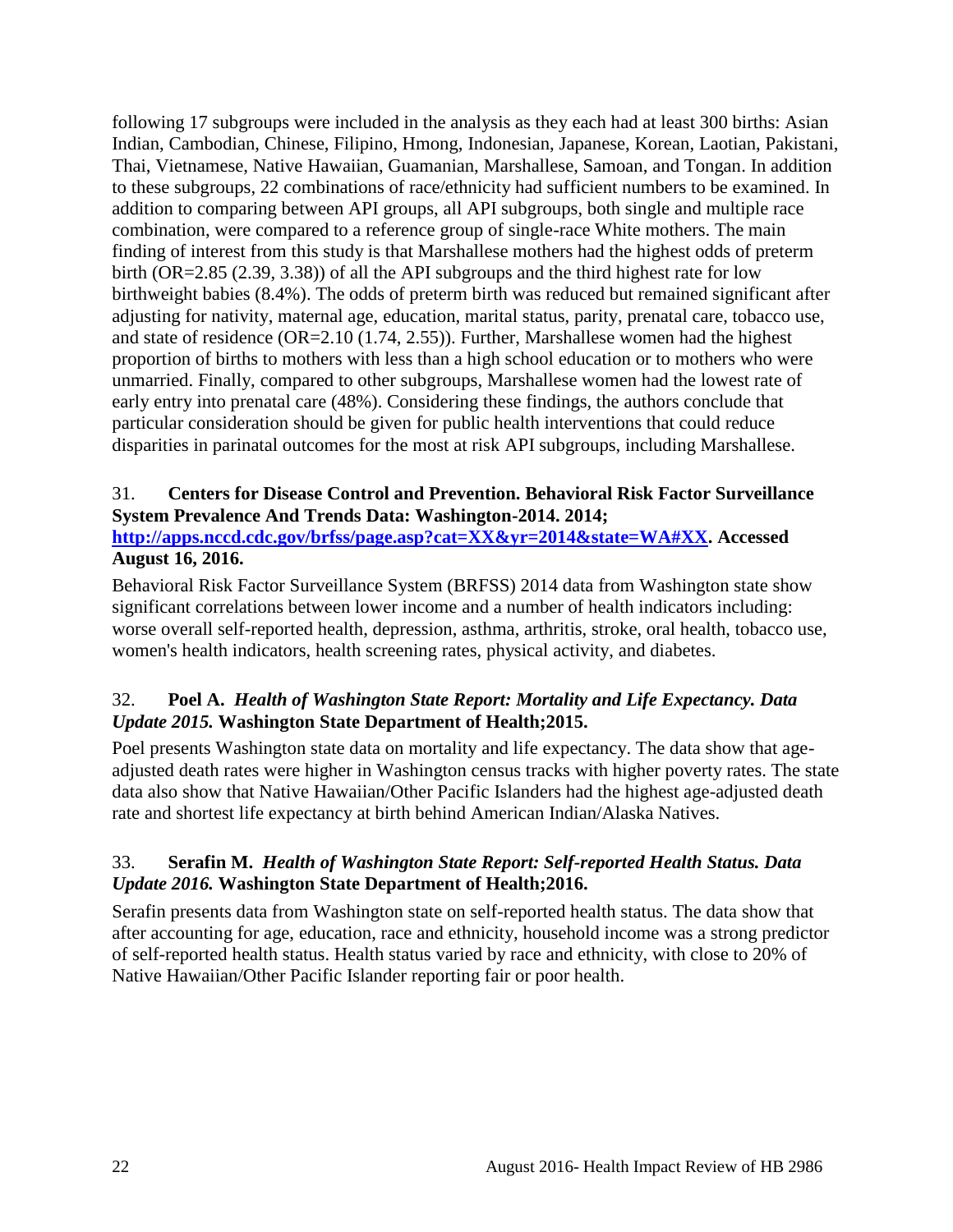following 17 subgroups were included in the analysis as they each had at least 300 births: Asian Indian, Cambodian, Chinese, Filipino, Hmong, Indonesian, Japanese, Korean, Laotian, Pakistani, Thai, Vietnamese, Native Hawaiian, Guamanian, Marshallese, Samoan, and Tongan. In addition to these subgroups, 22 combinations of race/ethnicity had sufficient numbers to be examined. In addition to comparing between API groups, all API subgroups, both single and multiple race combination, were compared to a reference group of single-race White mothers. The main finding of interest from this study is that Marshallese mothers had the highest odds of preterm birth (OR=2.85 (2.39, 3.38)) of all the API subgroups and the third highest rate for low birthweight babies (8.4%). The odds of preterm birth was reduced but remained significant after adjusting for nativity, maternal age, education, marital status, parity, prenatal care, tobacco use, and state of residence (OR=2.10 (1.74, 2.55)). Further, Marshallese women had the highest proportion of births to mothers with less than a high school education or to mothers who were unmarried. Finally, compared to other subgroups, Marshallese women had the lowest rate of early entry into prenatal care (48%). Considering these findings, the authors conclude that particular consideration should be given for public health interventions that could reduce disparities in parinatal outcomes for the most at risk API subgroups, including Marshallese.

31. **Centers for Disease Control and Prevention. Behavioral Risk Factor Surveillance System Prevalence And Trends Data: Washington-2014. 2014; [http://apps.nccd.cdc.gov/brfss/page.asp?cat=XX&yr=2014&state=WA#XX](http://apps.nccd.cdc.gov/brfss/page.asp?cat=XX&yr=2014&state=WA#XX). Accessed August 16, 2016.**

Behavioral Risk Factor Surveillance System (BRFSS) 2014 data from Washington state show significant correlations between lower income and a number of health indicators including: worse overall self-reported health, depression, asthma, arthritis, stroke, oral health, tobacco use, women's health indicators, health screening rates, physical activity, and diabetes.

32. **Poel A.** ***Health of Washington State Report: Mortality and Life Expectancy. Data Update 2015.*** **Washington State Department of Health;2015.**

Poel presents Washington state data on mortality and life expectancy. The data show that age-adjusted death rates were higher in Washington census tracks with higher poverty rates. The state data also show that Native Hawaiian/Other Pacific Islanders had the highest age-adjusted death rate and shortest life expectancy at birth behind American Indian/Alaska Natives.

33. **Serafin M.** ***Health of Washington State Report: Self-reported Health Status. Data Update 2016.*** **Washington State Department of Health;2016.**

Serafin presents data from Washington state on self-reported health status. The data show that after accounting for age, education, race and ethnicity, household income was a strong predictor of self-reported health status. Health status varied by race and ethnicity, with close to 20% of Native Hawaiian/Other Pacific Islander reporting fair or poor health.